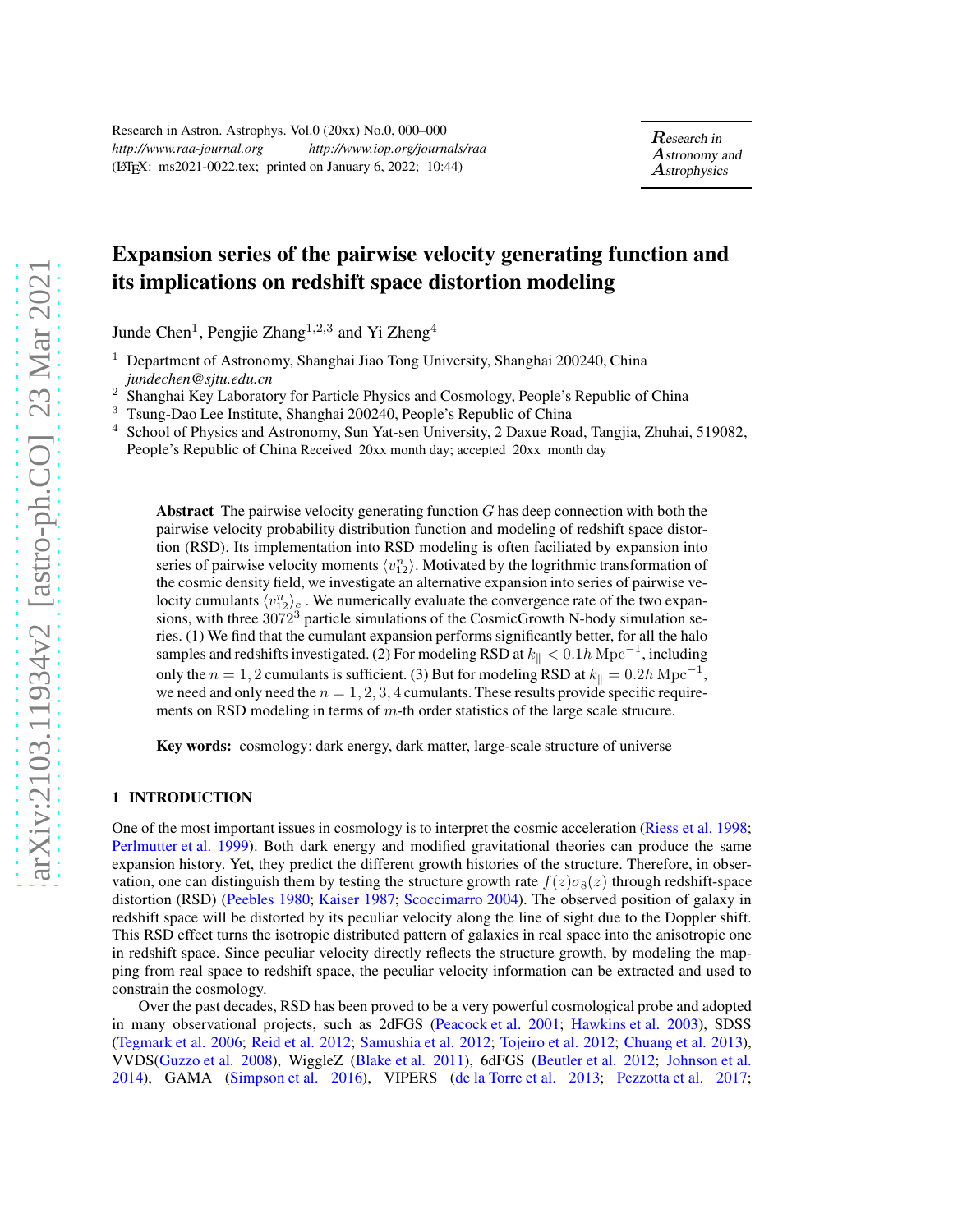# Expansion series of the pairwise velocity generating function and its implications on redshift space distortion modeling

Junde Chen[1], Pengjie Zhang[1,2,3] and Yi Zheng[4]

[1] Department of Astronomy, Shanghai Jiao Tong University, Shanghai 200240, China *jundechen@sjtu.edu.cn*

[2] Shanghai Key Laboratory for Particle Physics and Cosmology, People's Republic of China

[3] Tsung-Dao Lee Institute, Shanghai 200240, People's Republic of China

[4] School of Physics and Astronomy, Sun Yat-sen University, 2 Daxue Road, Tangjia, Zhuhai, 519082, People's Republic of China Received 20xx month day; accepted 20xx month day

**Abstract** The pairwise velocity generating function $G$ has deep connection with both the pairwise velocity probability distribution function and modeling of redshift space distortion (RSD). Its implementation into RSD modeling is often faciliated by expansion into series of pairwise velocity moments $\langle v_{12}^n \rangle$. Motivated by the logrithmic transformation of the cosmic density field, we investigate an alternative expansion into series of pairwise velocity cumulants $\langle v_{12}^n \rangle_c$ . We numerically evaluate the convergence rate of the two expansions, with three $3072^3$ particle simulations of the CosmicGrowth N-body simulation series. (1) We find that the cumulant expansion performs significantly better, for all the halo samples and redshifts investigated. (2) For modeling RSD at $k_\parallel < 0.1h\,\mathrm{Mpc}^{-1}$, including only the $n = 1, 2$ cumulants is sufficient. (3) But for modeling RSD at $k_\parallel = 0.2h\,\mathrm{Mpc}^{-1}$, we need and only need the $n = 1, 2, 3, 4$ cumulants. These results provide specific requirements on RSD modeling in terms of $m$-th order statistics of the large scale strucure.

**Key words:** cosmology: dark energy, dark matter, large-scale structure of universe

## 1 INTRODUCTION

One of the most important issues in cosmology is to interpret the cosmic acceleration (Riess et al. 1998; Perlmutter et al. 1999). Both dark energy and modified gravitational theories can produce the same expansion history. Yet, they predict the different growth histories of the structure. Therefore, in observation, one can distinguish them by testing the structure growth rate $f(z)\sigma_8(z)$ through redshift-space distortion (RSD) (Peebles 1980; Kaiser 1987; Scoccimarro 2004). The observed position of galaxy in redshift space will be distorted by its peculiar velocity along the line of sight due to the Doppler shift. This RSD effect turns the isotropic distributed pattern of galaxies in real space into the anisotropic one in redshift space. Since peculiar velocity directly reflects the structure growth, by modeling the mapping from real space to redshift space, the peculiar velocity information can be extracted and used to constrain the cosmology.

Over the past decades, RSD has been proved to be a very powerful cosmological probe and adopted in many observational projects, such as 2dFGS (Peacock et al. 2001; Hawkins et al. 2003), SDSS (Tegmark et al. 2006; Reid et al. 2012; Samushia et al. 2012; Tojeiro et al. 2012; Chuang et al. 2013), VVDS(Guzzo et al. 2008), WiggleZ (Blake et al. 2011), 6dFGS (Beutler et al. 2012; Johnson et al. 2014), GAMA (Simpson et al. 2016), VIPERS (de la Torre et al. 2013; Pezzotta et al. 2017;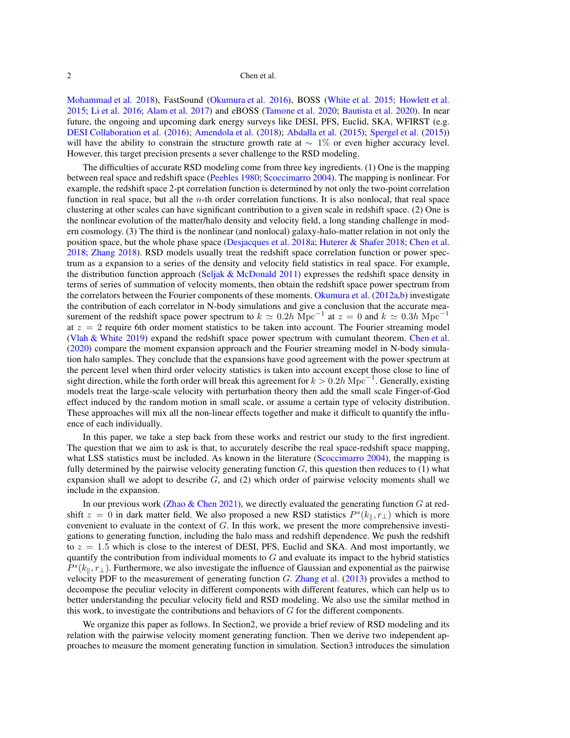Mohammad et al. 2018), FastSound (Okumura et al. 2016), BOSS (White et al. 2015; Howlett et al. 2015; Li et al. 2016; Alam et al. 2017) and eBOSS (Tamone et al. 2020; Bautista et al. 2020). In near future, the ongoing and upcoming dark energy surveys like DESI, PFS, Euclid, SKA, WFIRST (e.g. DESI Collaboration et al. (2016); Amendola et al. (2018); Abdalla et al. (2015); Spergel et al. (2015)) will have the ability to constrain the structure growth rate at $\sim 1\%$ or even higher accuracy level. However, this target precision presents a sever challenge to the RSD modeling.

The difficulties of accurate RSD modeling come from three key ingredients. (1) One is the mapping between real space and redshift space (Peebles 1980; Scoccimarro 2004). The mapping is nonlinear. For example, the redshift space 2-pt correlation function is determined by not only the two-point correlation function in real space, but all the $n$-th order correlation functions. It is also nonlocal, that real space clustering at other scales can have significant contribution to a given scale in redshift space. (2) One is the nonlinear evolution of the matter/halo density and velocity field, a long standing challenge in modern cosmology. (3) The third is the nonlinear (and nonlocal) galaxy-halo-matter relation in not only the position space, but the whole phase space (Desjacques et al. 2018a; Huterer & Shafer 2018; Chen et al. 2018; Zhang 2018). RSD models usually treat the redshift space correlation function or power spectrum as a expansion to a series of the density and velocity field statistics in real space. For example, the distribution function approach (Seljak & McDonald 2011) expresses the redshift space density in terms of series of summation of velocity moments, then obtain the redshift space power spectrum from the correlators between the Fourier components of these moments. Okumura et al. (2012a,b) investigate the contribution of each correlator in N-body simulations and give a conclusion that the accurate measurement of the redshift space power spectrum to $k \simeq 0.2h\ \mathrm{Mpc}^{-1}$ at $z = 0$ and $k \simeq 0.3h\ \mathrm{Mpc}^{-1}$ at $z = 2$ require 6th order moment statistics to be taken into account. The Fourier streaming model (Vlah & White 2019) expand the redshift space power spectrum with cumulant theorem. Chen et al. (2020) compare the moment expansion approach and the Fourier streaming model in N-body simulation halo samples. They conclude that the expansions have good agreement with the power spectrum at the percent level when third order velocity statistics is taken into account except those close to line of sight direction, while the forth order will break this agreement for $k > 0.2h\ \mathrm{Mpc}^{-1}$. Generally, existing models treat the large-scale velocity with perturbation theory then add the small scale Finger-of-God effect induced by the random motion in small scale, or assume a certain type of velocity distribution. These approaches will mix all the non-linear effects together and make it difficult to quantify the influence of each individually.

In this paper, we take a step back from these works and restrict our study to the first ingredient. The question that we aim to ask is that, to accurately describe the real space-redshift space mapping, what LSS statistics must be included. As known in the literature (Scoccimarro 2004), the mapping is fully determined by the pairwise velocity generating function $G$, this question then reduces to (1) what expansion shall we adopt to describe $G$, and (2) which order of pairwise velocity moments shall we include in the expansion.

In our previous work (Zhao & Chen 2021), we directly evaluated the generating function $G$ at redshift $z = 0$ in dark matter field. We also proposed a new RSD statistics $P^s(k_\parallel, r_\perp)$ which is more convenient to evaluate in the context of $G$. In this work, we present the more comprehensive investigations to generating function, including the halo mass and redshift dependence. We push the redshift to $z = 1.5$ which is close to the interest of DESI, PFS, Euclid and SKA. And most importantly, we quantify the contribution from individual moments to $G$ and evaluate its impact to the hybrid statistics $P^s(k_\parallel, r_\perp)$. Furthermore, we also investigate the influence of Gaussian and exponential as the pairwise velocity PDF to the measurement of generating function $G$. Zhang et al. (2013) provides a method to decompose the peculiar velocity in different components with different features, which can help us to better understanding the peculiar velocity field and RSD modeling. We also use the similar method in this work, to investigate the contributions and behaviors of $G$ for the different components.

We organize this paper as follows. In Section2, we provide a brief review of RSD modeling and its relation with the pairwise velocity moment generating function. Then we derive two independent approaches to measure the moment generating function in simulation. Section3 introduces the simulation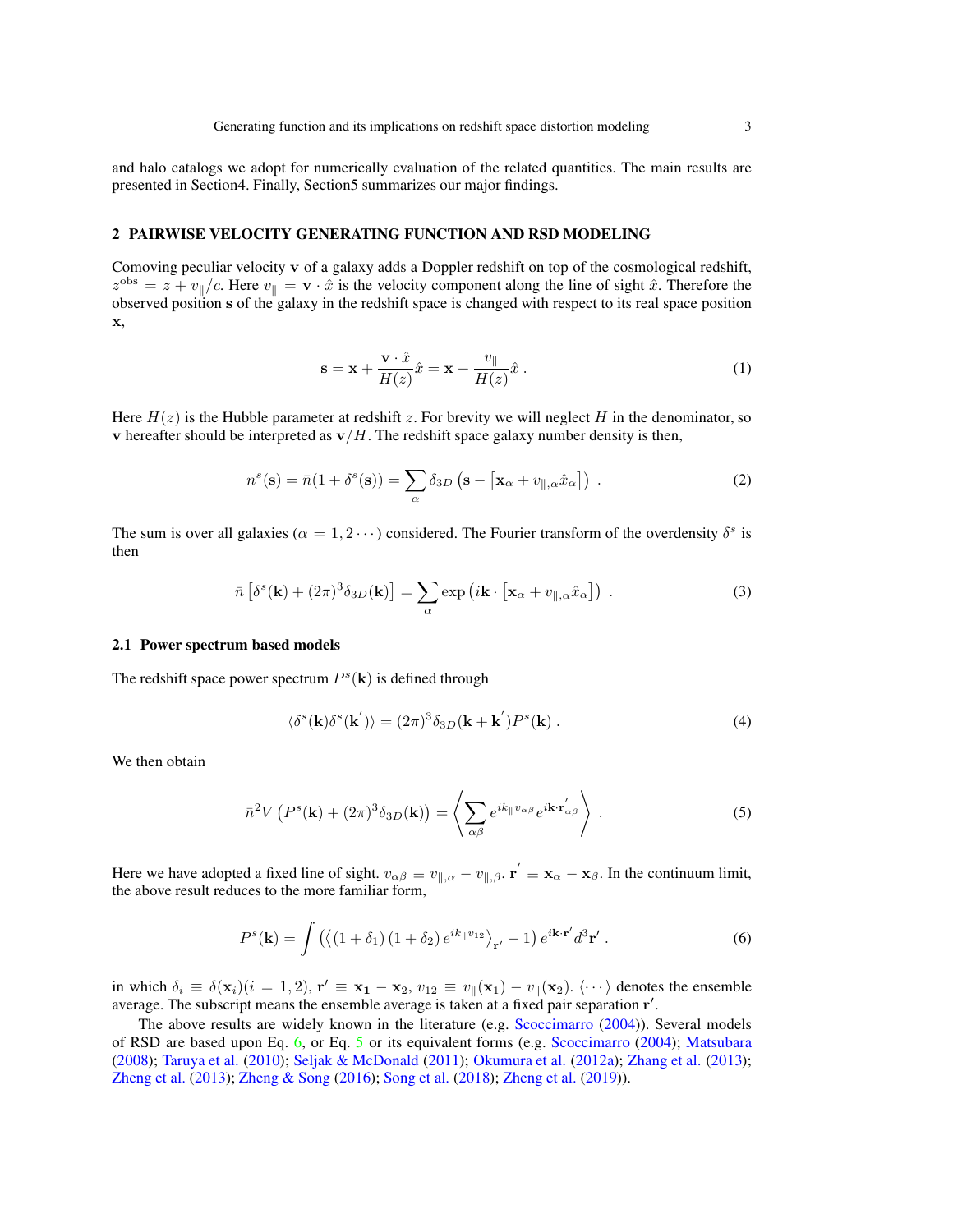and halo catalogs we adopt for numerically evaluation of the related quantities. The main results are presented in Section4. Finally, Section5 summarizes our major findings.

## 2 PAIRWISE VELOCITY GENERATING FUNCTION AND RSD MODELING

Comoving peculiar velocity $\mathbf{v}$ of a galaxy adds a Doppler redshift on top of the cosmological redshift, $z^{\rm obs} = z + v_\parallel/c$. Here $v_\parallel = \mathbf{v}\cdot\hat{x}$ is the velocity component along the line of sight $\hat{x}$. Therefore the observed position $\mathbf{s}$ of the galaxy in the redshift space is changed with respect to its real space position $\mathbf{x}$,

$$\mathbf{s} = \mathbf{x} + \frac{\mathbf{v}\cdot\hat{x}}{H(z)}\hat{x} = \mathbf{x} + \frac{v_\parallel}{H(z)}\hat{x}\ . \tag{1}$$

Here $H(z)$ is the Hubble parameter at redshift $z$. For brevity we will neglect $H$ in the denominator, so $\mathbf{v}$ hereafter should be interpreted as $\mathbf{v}/H$. The redshift space galaxy number density is then,

$$n^s(\mathbf{s}) = \bar{n}(1+\delta^s(\mathbf{s})) = \sum_\alpha \delta_{3D}\left(\mathbf{s} - \left[\mathbf{x}_\alpha + v_{\parallel,\alpha}\hat{x}_\alpha\right]\right)\ . \tag{2}$$

The sum is over all galaxies ($\alpha = 1, 2\cdots$) considered. The Fourier transform of the overdensity $\delta^s$ is then

$$\bar{n}\left[\delta^s(\mathbf{k}) + (2\pi)^3\delta_{3D}(\mathbf{k})\right] = \sum_\alpha \exp\left(i\mathbf{k}\cdot\left[\mathbf{x}_\alpha + v_{\parallel,\alpha}\hat{x}_\alpha\right]\right)\ . \tag{3}$$

### 2.1 Power spectrum based models

The redshift space power spectrum $P^s(\mathbf{k})$ is defined through

$$\langle\delta^s(\mathbf{k})\delta^s(\mathbf{k}^{'})\rangle = (2\pi)^3\delta_{3D}(\mathbf{k}+\mathbf{k}^{'})P^s(\mathbf{k})\ . \tag{4}$$

We then obtain

$$\bar{n}^2 V\left(P^s(\mathbf{k}) + (2\pi)^3\delta_{3D}(\mathbf{k})\right) = \left\langle \sum_{\alpha\beta} e^{ik_\parallel v_{\alpha\beta}} e^{i\mathbf{k}\cdot\mathbf{r}^{'}_{\alpha\beta}} \right\rangle\ . \tag{5}$$

Here we have adopted a fixed line of sight. $v_{\alpha\beta} \equiv v_{\parallel,\alpha} - v_{\parallel,\beta}$. $\mathbf{r}^{'} \equiv \mathbf{x}_\alpha - \mathbf{x}_\beta$. In the continuum limit, the above result reduces to the more familiar form,

$$P^s(\mathbf{k}) = \int\left(\left\langle(1+\delta_1)(1+\delta_2)\, e^{ik_\parallel v_{12}}\right\rangle_{\mathbf{r}'} - 1\right) e^{i\mathbf{k}\cdot\mathbf{r}^{'}} d^3\mathbf{r}'\ . \tag{6}$$

in which $\delta_i \equiv \delta(\mathbf{x}_i)(i = 1, 2)$, $\mathbf{r}' \equiv \mathbf{x_1} - \mathbf{x}_2$, $v_{12} \equiv v_\parallel(\mathbf{x}_1) - v_\parallel(\mathbf{x}_2)$. $\langle\cdots\rangle$ denotes the ensemble average. The subscript means the ensemble average is taken at a fixed pair separation $\mathbf{r}'$.

The above results are widely known in the literature (e.g. Scoccimarro (2004)). Several models of RSD are based upon Eq. 6, or Eq. 5 or its equivalent forms (e.g. Scoccimarro (2004); Matsubara (2008); Taruya et al. (2010); Seljak & McDonald (2011); Okumura et al. (2012a); Zhang et al. (2013); Zheng et al. (2013); Zheng & Song (2016); Song et al. (2018); Zheng et al. (2019)).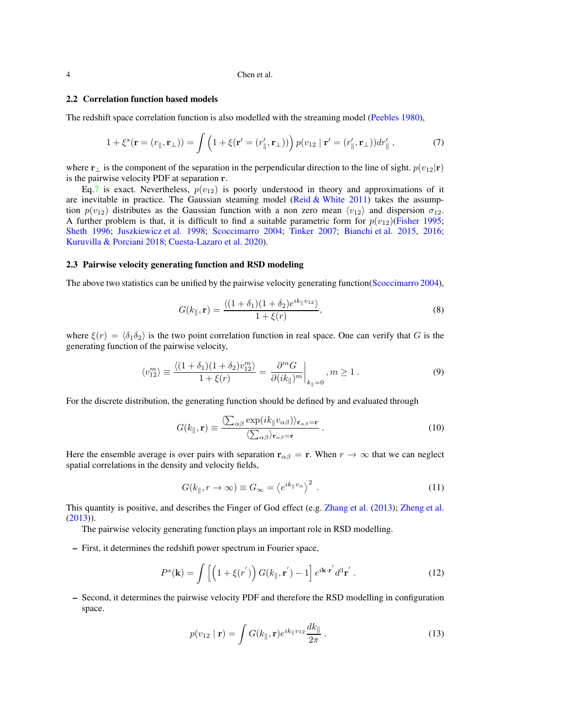### 2.2 Correlation function based models

The redshift space correlation function is also modelled with the streaming model (Peebles 1980),

$$1+\xi^s(\mathbf{r}=(r_\parallel,\mathbf{r}_\perp)) = \int \Big(1+\xi(\mathbf{r}'=(r'_\parallel,\mathbf{r}_\perp))\Big)\, p(v_{12}\mid \mathbf{r}'=(r'_\parallel,\mathbf{r}_\perp))dr'_\parallel \,, \tag{7}$$

where $\mathbf{r}_\perp$ is the component of the separation in the perpendicular direction to the line of sight. $p(v_{12}|\mathbf{r})$ is the pairwise velocity PDF at separation $\mathbf{r}$.

Eq.7 is exact. Nevertheless, $p(v_{12})$ is poorly understood in theory and approximations of it are inevitable in practice. The Gaussian steaming model (Reid & White 2011) takes the assumption $p(v_{12})$ distributes as the Gaussian function with a non zero mean $\langle v_{12}\rangle$ and dispersion $\sigma_{12}$. A further problem is that, it is difficult to find a suitable parametric form for $p(v_{12})$(Fisher 1995; Sheth 1996; Juszkiewicz et al. 1998; Scoccimarro 2004; Tinker 2007; Bianchi et al. 2015, 2016; Kuruvilla & Porciani 2018; Cuesta-Lazaro et al. 2020).

### 2.3 Pairwise velocity generating function and RSD modeling

The above two statistics can be unified by the pairwise velocity generating function(Scoccimarro 2004),

$$G(k_\parallel,\mathbf{r}) = \frac{\langle(1+\delta_1)(1+\delta_2)e^{ik_\parallel v_{12}}\rangle}{1+\xi(r)}, \tag{8}$$

where $\xi(r)=\langle\delta_1\delta_2\rangle$ is the two point correlation function in real space. One can verify that $G$ is the generating function of the pairwise velocity,

$$\langle v_{12}^m\rangle \equiv \frac{\langle(1+\delta_1)(1+\delta_2)v_{12}^m\rangle}{1+\xi(r)} = \left.\frac{\partial^m G}{\partial(ik_\parallel)^m}\right|_{k_\parallel=0}, m\geq 1\,. \tag{9}$$

For the discrete distribution, the generating function should be defined by and evaluated through

$$G(k_\parallel,\mathbf{r}) \equiv \frac{\langle\sum_{\alpha\beta}\exp(ik_\parallel v_{\alpha\beta})\rangle_{\mathbf{r}_{\alpha\beta}=\mathbf{r}}}{\langle\sum_{\alpha\beta}\rangle_{\mathbf{r}_{\alpha\beta}=\mathbf{r}}}\,. \tag{10}$$

Here the ensemble average is over pairs with separation $\mathbf{r}_{\alpha\beta}=\mathbf{r}$. When $r\to\infty$ that we can neglect spatial correlations in the density and velocity fields,

$$G(k_\parallel, r\to\infty)\equiv G_\infty = \left\langle e^{ik_\parallel v_\alpha}\right\rangle^2\,. \tag{11}$$

This quantity is positive, and describes the Finger of God effect (e.g. Zhang et al. (2013); Zheng et al. (2013)).

The pairwise velocity generating function plays an important role in RSD modelling.

- First, it determines the redshift power spectrum in Fourier space,

$$P^s(\mathbf{k}) = \int\left[\Big(1+\xi(r')\Big)G(k_\parallel,\mathbf{r}')-1\right]e^{i\mathbf{k}\cdot\mathbf{r}'}d^3\mathbf{r}'\,. \tag{12}$$

- Second, it determines the pairwise velocity PDF and therefore the RSD modelling in configuration space.

$$p(v_{12}\mid\mathbf{r}) = \int G(k_\parallel,\mathbf{r})e^{ik_\parallel v_{12}}\frac{dk_\parallel}{2\pi}\,. \tag{13}$$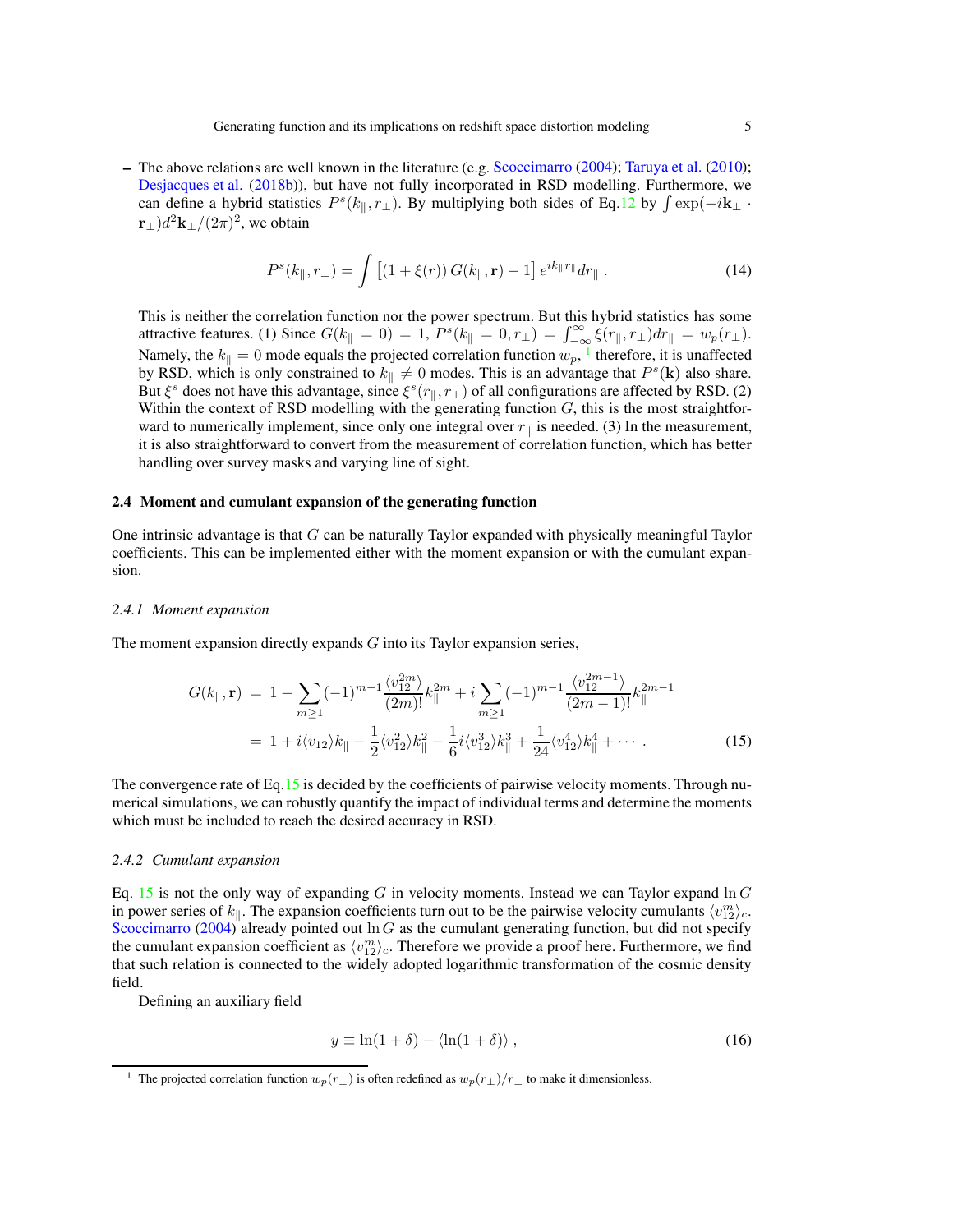– The above relations are well known in the literature (e.g. Scoccimarro (2004); Taruya et al. (2010); Desjacques et al. (2018b)), but have not fully incorporated in RSD modelling. Furthermore, we can define a hybrid statistics $P^s(k_\parallel, r_\perp)$. By multiplying both sides of Eq.12 by $\int \exp(-i\mathbf{k}_\perp \cdot \mathbf{r}_\perp) d^2\mathbf{k}_\perp/(2\pi)^2$, we obtain

$$P^s(k_\parallel, r_\perp) = \int \left[(1+\xi(r))\, G(k_\parallel, \mathbf{r}) - 1\right] e^{ik_\parallel r_\parallel} dr_\parallel \, . \tag{14}$$

This is neither the correlation function nor the power spectrum. But this hybrid statistics has some attractive features. (1) Since $G(k_\parallel = 0) = 1$, $P^s(k_\parallel = 0, r_\perp) = \int_{-\infty}^{\infty} \xi(r_\parallel, r_\perp) dr_\parallel = w_p(r_\perp)$. Namely, the $k_\parallel = 0$ mode equals the projected correlation function $w_p$, [1] therefore, it is unaffected by RSD, which is only constrained to $k_\parallel \neq 0$ modes. This is an advantage that $P^s(\mathbf{k})$ also share. But $\xi^s$ does not have this advantage, since $\xi^s(r_\parallel, r_\perp)$ of all configurations are affected by RSD. (2) Within the context of RSD modelling with the generating function $G$, this is the most straightforward to numerically implement, since only one integral over $r_\parallel$ is needed. (3) In the measurement, it is also straightforward to convert from the measurement of correlation function, which has better handling over survey masks and varying line of sight.

### 2.4 Moment and cumulant expansion of the generating function

One intrinsic advantage is that $G$ can be naturally Taylor expanded with physically meaningful Taylor coefficients. This can be implemented either with the moment expansion or with the cumulant expansion.

#### 2.4.1 Moment expansion

The moment expansion directly expands $G$ into its Taylor expansion series,

$$\begin{aligned} G(k_\parallel, \mathbf{r}) &= 1 - \sum_{m\geq 1} (-1)^{m-1} \frac{\langle v_{12}^{2m}\rangle}{(2m)!} k_\parallel^{2m} + i \sum_{m\geq 1} (-1)^{m-1} \frac{\langle v_{12}^{2m-1}\rangle}{(2m-1)!} k_\parallel^{2m-1} \\ &= 1 + i\langle v_{12}\rangle k_\parallel - \frac{1}{2}\langle v_{12}^2\rangle k_\parallel^2 - \frac{1}{6} i \langle v_{12}^3\rangle k_\parallel^3 + \frac{1}{24}\langle v_{12}^4\rangle k_\parallel^4 + \cdots \, . \end{aligned} \tag{15}$$

The convergence rate of Eq.15 is decided by the coefficients of pairwise velocity moments. Through numerical simulations, we can robustly quantify the impact of individual terms and determine the moments which must be included to reach the desired accuracy in RSD.

#### 2.4.2 Cumulant expansion

Eq. 15 is not the only way of expanding $G$ in velocity moments. Instead we can Taylor expand $\ln G$ in power series of $k_\parallel$. The expansion coefficients turn out to be the pairwise velocity cumulants $\langle v_{12}^m\rangle_c$. Scoccimarro (2004) already pointed out $\ln G$ as the cumulant generating function, but did not specify the cumulant expansion coefficient as $\langle v_{12}^m\rangle_c$. Therefore we provide a proof here. Furthermore, we find that such relation is connected to the widely adopted logarithmic transformation of the cosmic density field.

Defining an auxiliary field

$$y \equiv \ln(1+\delta) - \langle \ln(1+\delta)\rangle \, , \tag{16}$$

[1] The projected correlation function $w_p(r_\perp)$ is often redefined as $w_p(r_\perp)/r_\perp$ to make it dimensionless.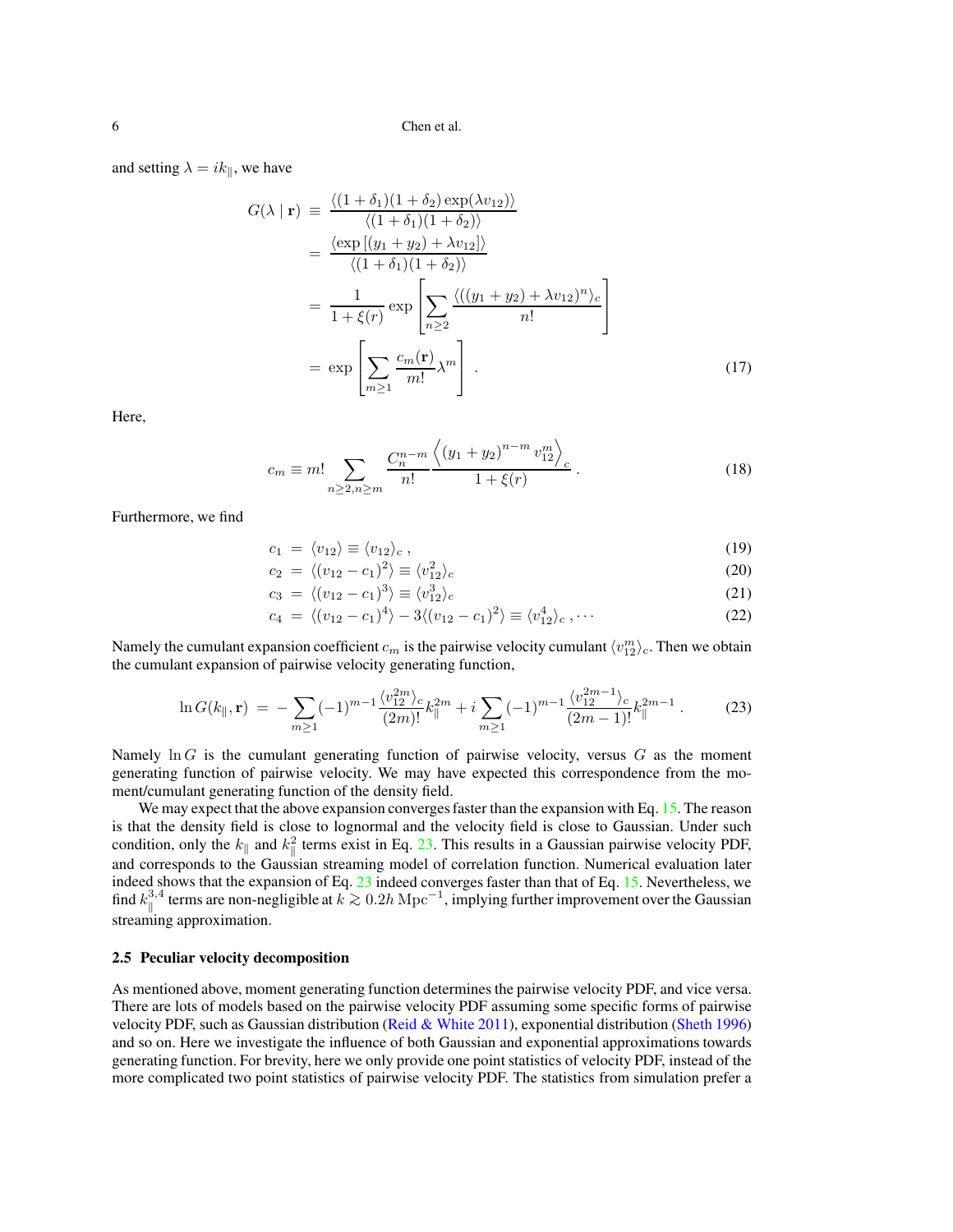and setting $\lambda = ik_\parallel$, we have

$$
\begin{aligned}
G(\lambda \mid \mathbf{r}) &\equiv \frac{\langle (1+\delta_1)(1+\delta_2)\exp(\lambda v_{12})\rangle}{\langle (1+\delta_1)(1+\delta_2)\rangle} \\
&= \frac{\langle \exp\left[(y_1+y_2)+\lambda v_{12}\right]\rangle}{\langle (1+\delta_1)(1+\delta_2)\rangle} \\
&= \frac{1}{1+\xi(r)}\exp\left[\sum_{n\geq 2}\frac{\langle ((y_1+y_2)+\lambda v_{12})^n\rangle_c}{n!}\right] \\
&= \exp\left[\sum_{m\geq 1}\frac{c_m(\mathbf{r})}{m!}\lambda^m\right] . \qquad (17)
\end{aligned}
$$

Here,

$$
c_m \equiv m! \sum_{n\geq 2, n\geq m} \frac{C_n^{n-m}}{n!} \frac{\left\langle (y_1+y_2)^{n-m}\, v_{12}^m \right\rangle_c}{1+\xi(r)} . \qquad (18)
$$

Furthermore, we find

$$
\begin{aligned}
c_1 &= \langle v_{12}\rangle \equiv \langle v_{12}\rangle_c , \qquad (19)\\
c_2 &= \langle (v_{12}-c_1)^2\rangle \equiv \langle v_{12}^2\rangle_c \qquad (20)\\
c_3 &= \langle (v_{12}-c_1)^3\rangle \equiv \langle v_{12}^3\rangle_c \qquad (21)\\
c_4 &= \langle (v_{12}-c_1)^4\rangle - 3\langle (v_{12}-c_1)^2\rangle \equiv \langle v_{12}^4\rangle_c , \cdots \qquad (22)
\end{aligned}
$$

Namely the cumulant expansion coefficient $c_m$ is the pairwise velocity cumulant $\langle v_{12}^m\rangle_c$. Then we obtain the cumulant expansion of pairwise velocity generating function,

$$
\ln G(k_\parallel, \mathbf{r}) = -\sum_{m\geq 1}(-1)^{m-1}\frac{\langle v_{12}^{2m}\rangle_c}{(2m)!}k_\parallel^{2m} + i\sum_{m\geq 1}(-1)^{m-1}\frac{\langle v_{12}^{2m-1}\rangle_c}{(2m-1)!}k_\parallel^{2m-1} . \qquad (23)
$$

Namely $\ln G$ is the cumulant generating function of pairwise velocity, versus $G$ as the moment generating function of pairwise velocity. We may have expected this correspondence from the moment/cumulant generating function of the density field.

We may expect that the above expansion converges faster than the expansion with Eq. 15. The reason is that the density field is close to lognormal and the velocity field is close to Gaussian. Under such condition, only the $k_\parallel$ and $k_\parallel^2$ terms exist in Eq. 23. This results in a Gaussian pairwise velocity PDF, and corresponds to the Gaussian streaming model of correlation function. Numerical evaluation later indeed shows that the expansion of Eq. 23 indeed converges faster than that of Eq. 15. Nevertheless, we find $k_\parallel^{3,4}$ terms are non-negligible at $k \gtrsim 0.2h\,\mathrm{Mpc}^{-1}$, implying further improvement over the Gaussian streaming approximation.

### 2.5 Peculiar velocity decomposition

As mentioned above, moment generating function determines the pairwise velocity PDF, and vice versa. There are lots of models based on the pairwise velocity PDF assuming some specific forms of pairwise velocity PDF, such as Gaussian distribution (Reid & White 2011), exponential distribution (Sheth 1996) and so on. Here we investigate the influence of both Gaussian and exponential approximations towards generating function. For brevity, here we only provide one point statistics of velocity PDF, instead of the more complicated two point statistics of pairwise velocity PDF. The statistics from simulation prefer a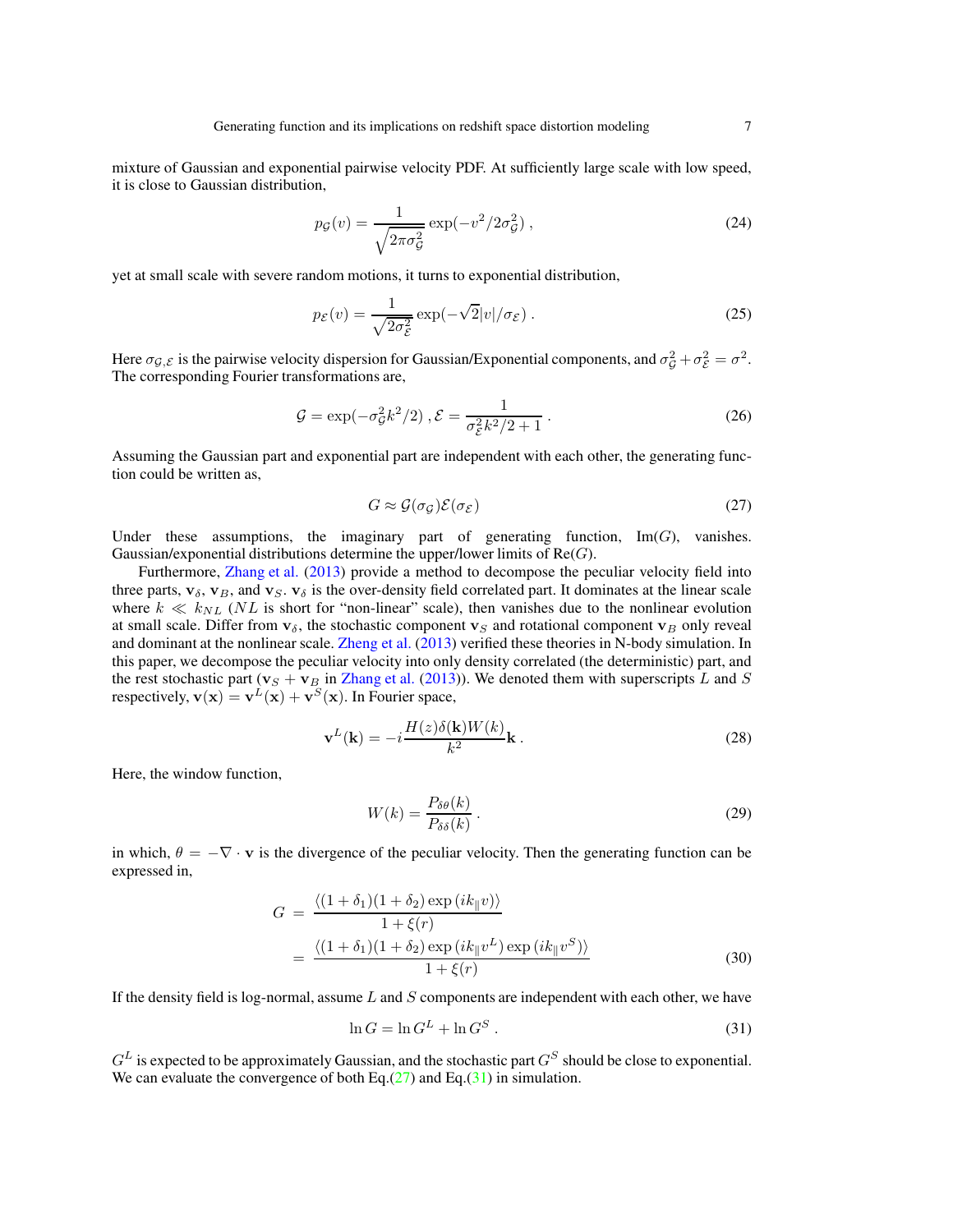mixture of Gaussian and exponential pairwise velocity PDF. At sufficiently large scale with low speed, it is close to Gaussian distribution,

$$p_{\mathcal{G}}(v) = \frac{1}{\sqrt{2\pi\sigma_{\mathcal{G}}^2}} \exp(-v^2/2\sigma_{\mathcal{G}}^2) \, , \tag{24}$$

yet at small scale with severe random motions, it turns to exponential distribution,

$$p_{\mathcal{E}}(v) = \frac{1}{\sqrt{2\sigma_{\mathcal{E}}^2}} \exp(-\sqrt{2}|v|/\sigma_{\mathcal{E}}) \, . \tag{25}$$

Here $\sigma_{\mathcal{G},\mathcal{E}}$ is the pairwise velocity dispersion for Gaussian/Exponential components, and $\sigma_{\mathcal{G}}^2 + \sigma_{\mathcal{E}}^2 = \sigma^2$. The corresponding Fourier transformations are,

$$\mathcal{G} = \exp(-\sigma_{\mathcal{G}}^2 k^2/2) \, , \mathcal{E} = \frac{1}{\sigma_{\mathcal{E}}^2 k^2/2 + 1} \, . \tag{26}$$

Assuming the Gaussian part and exponential part are independent with each other, the generating function could be written as,

$$G \approx \mathcal{G}(\sigma_{\mathcal{G}})\mathcal{E}(\sigma_{\mathcal{E}}) \tag{27}$$

Under these assumptions, the imaginary part of generating function, $\mathrm{Im}(G)$, vanishes. Gaussian/exponential distributions determine the upper/lower limits of $\mathrm{Re}(G)$.

Furthermore, Zhang et al. (2013) provide a method to decompose the peculiar velocity field into three parts, $\mathbf{v}_\delta$, $\mathbf{v}_B$, and $\mathbf{v}_S$. $\mathbf{v}_\delta$ is the over-density field correlated part. It dominates at the linear scale where $k \ll k_{NL}$ ($NL$ is short for "non-linear" scale), then vanishes due to the nonlinear evolution at small scale. Differ from $\mathbf{v}_\delta$, the stochastic component $\mathbf{v}_S$ and rotational component $\mathbf{v}_B$ only reveal and dominant at the nonlinear scale. Zheng et al. (2013) verified these theories in N-body simulation. In this paper, we decompose the peculiar velocity into only density correlated (the deterministic) part, and the rest stochastic part ($\mathbf{v}_S + \mathbf{v}_B$ in Zhang et al. (2013)). We denoted them with superscripts $L$ and $S$ respectively, $\mathbf{v}(\mathbf{x}) = \mathbf{v}^L(\mathbf{x}) + \mathbf{v}^S(\mathbf{x})$. In Fourier space,

$$\mathbf{v}^L(\mathbf{k}) = -i\frac{H(z)\delta(\mathbf{k})W(k)}{k^2}\mathbf{k} \, . \tag{28}$$

Here, the window function,

$$W(k) = \frac{P_{\delta\theta}(k)}{P_{\delta\delta}(k)} \, . \tag{29}$$

in which, $\theta = -\nabla \cdot \mathbf{v}$ is the divergence of the peculiar velocity. Then the generating function can be expressed in,

$$\begin{aligned} G &= \frac{\langle (1+\delta_1)(1+\delta_2)\exp{(ik_\parallel v)}\rangle}{1+\xi(r)} \\ &= \frac{\langle (1+\delta_1)(1+\delta_2)\exp{(ik_\parallel v^L)}\exp{(ik_\parallel v^S)}\rangle}{1+\xi(r)} \end{aligned} \tag{30}$$

If the density field is log-normal, assume $L$ and $S$ components are independent with each other, we have

$$\ln G = \ln G^L + \ln G^S \, . \tag{31}$$

$G^L$ is expected to be approximately Gaussian, and the stochastic part $G^S$ should be close to exponential. We can evaluate the convergence of both Eq.(27) and Eq.(31) in simulation.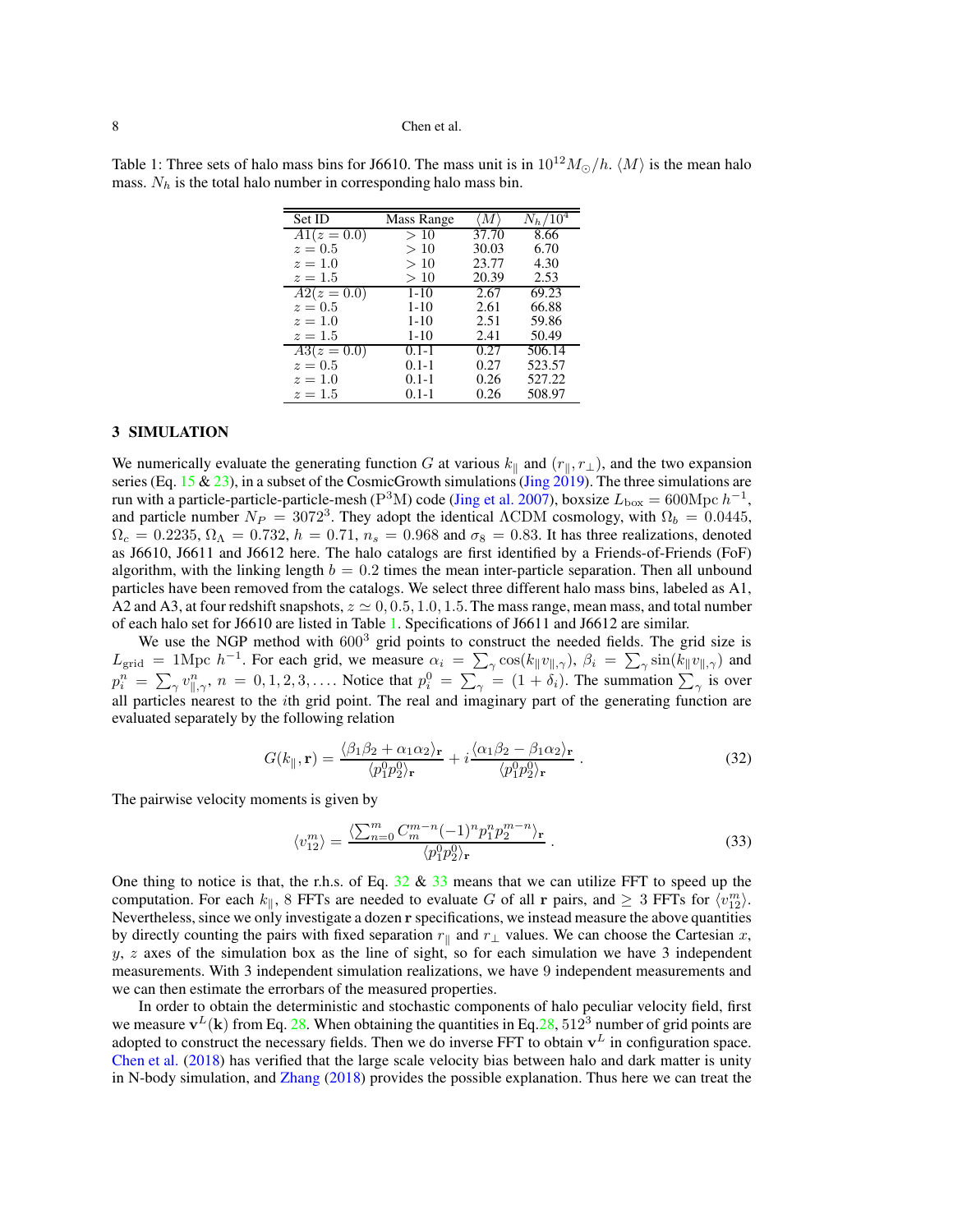Table 1: Three sets of halo mass bins for J6610. The mass unit is in $10^{12}M_{\odot}/h$. $\langle M\rangle$ is the mean halo mass. $N_h$ is the total halo number in corresponding halo mass bin.

| Set ID | Mass Range | $\langle M\rangle$ | $N_h/10^4$ |
|---|---|---|---|
| $A1(z=0.0)$ | $>10$ | 37.70 | 8.66 |
| $z=0.5$ | $>10$ | 30.03 | 6.70 |
| $z=1.0$ | $>10$ | 23.77 | 4.30 |
| $z=1.5$ | $>10$ | 20.39 | 2.53 |
| $A2(z=0.0)$ | 1-10 | 2.67 | 69.23 |
| $z=0.5$ | 1-10 | 2.61 | 66.88 |
| $z=1.0$ | 1-10 | 2.51 | 59.86 |
| $z=1.5$ | 1-10 | 2.41 | 50.49 |
| $A3(z=0.0)$ | 0.1-1 | 0.27 | 506.14 |
| $z=0.5$ | 0.1-1 | 0.27 | 523.57 |
| $z=1.0$ | 0.1-1 | 0.26 | 527.22 |
| $z=1.5$ | 0.1-1 | 0.26 | 508.97 |

## 3 SIMULATION

We numerically evaluate the generating function $G$ at various $k_{\parallel}$ and $(r_{\parallel}, r_{\perp})$, and the two expansion series (Eq. 15 & 23), in a subset of the CosmicGrowth simulations (Jing 2019). The three simulations are run with a particle-particle-particle-mesh ($\mathrm{P^3M}$) code (Jing et al. 2007), boxsize $L_{\rm box}=600\mathrm{Mpc}\,h^{-1}$, and particle number $N_P=3072^3$. They adopt the identical $\Lambda$CDM cosmology, with $\Omega_b=0.0445$, $\Omega_c=0.2235$, $\Omega_\Lambda=0.732$, $h=0.71$, $n_s=0.968$ and $\sigma_8=0.83$. It has three realizations, denoted as J6610, J6611 and J6612 here. The halo catalogs are first identified by a Friends-of-Friends (FoF) algorithm, with the linking length $b=0.2$ times the mean inter-particle separation. Then all unbound particles have been removed from the catalogs. We select three different halo mass bins, labeled as A1, A2 and A3, at four redshift snapshots, $z\simeq 0, 0.5, 1.0, 1.5$. The mass range, mean mass, and total number of each halo set for J6610 are listed in Table 1. Specifications of J6611 and J6612 are similar.

We use the NGP method with $600^3$ grid points to construct the needed fields. The grid size is $L_{\rm grid}=1\mathrm{Mpc}\,h^{-1}$. For each grid, we measure $\alpha_i=\sum_\gamma \cos(k_\parallel v_{\parallel,\gamma})$, $\beta_i=\sum_\gamma \sin(k_\parallel v_{\parallel,\gamma})$ and $p_i^n=\sum_\gamma v^n_{\parallel,\gamma}$, $n=0,1,2,3,\ldots$. Notice that $p_i^0=\sum_\gamma=(1+\delta_i)$. The summation $\sum_\gamma$ is over all particles nearest to the $i$th grid point. The real and imaginary part of the generating function are evaluated separately by the following relation

$$G(k_\parallel,\mathbf{r})=\frac{\langle\beta_1\beta_2+\alpha_1\alpha_2\rangle_{\mathbf{r}}}{\langle p_1^0p_2^0\rangle_{\mathbf{r}}}+i\frac{\langle\alpha_1\beta_2-\beta_1\alpha_2\rangle_{\mathbf{r}}}{\langle p_1^0p_2^0\rangle_{\mathbf{r}}}\,. \tag{32}$$

The pairwise velocity moments is given by

$$\langle v_{12}^m\rangle=\frac{\langle\sum_{n=0}^m C_m^{m-n}(-1)^n p_1^n p_2^{m-n}\rangle_{\mathbf{r}}}{\langle p_1^0p_2^0\rangle_{\mathbf{r}}}\,. \tag{33}$$

One thing to notice is that, the r.h.s. of Eq. 32 & 33 means that we can utilize FFT to speed up the computation. For each $k_\parallel$, 8 FFTs are needed to evaluate $G$ of all $\mathbf{r}$ pairs, and $\geq 3$ FFTs for $\langle v_{12}^m\rangle$. Nevertheless, since we only investigate a dozen $\mathbf{r}$ specifications, we instead measure the above quantities by directly counting the pairs with fixed separation $r_\parallel$ and $r_\perp$ values. We can choose the Cartesian $x$, $y$, $z$ axes of the simulation box as the line of sight, so for each simulation we have 3 independent measurements. With 3 independent simulation realizations, we have 9 independent measurements and we can then estimate the errorbars of the measured properties.

In order to obtain the deterministic and stochastic components of halo peculiar velocity field, first we measure $\mathbf{v}^L(\mathbf{k})$ from Eq. 28. When obtaining the quantities in Eq.28, $512^3$ number of grid points are adopted to construct the necessary fields. Then we do inverse FFT to obtain $\mathbf{v}^L$ in configuration space. Chen et al. (2018) has verified that the large scale velocity bias between halo and dark matter is unity in N-body simulation, and Zhang (2018) provides the possible explanation. Thus here we can treat the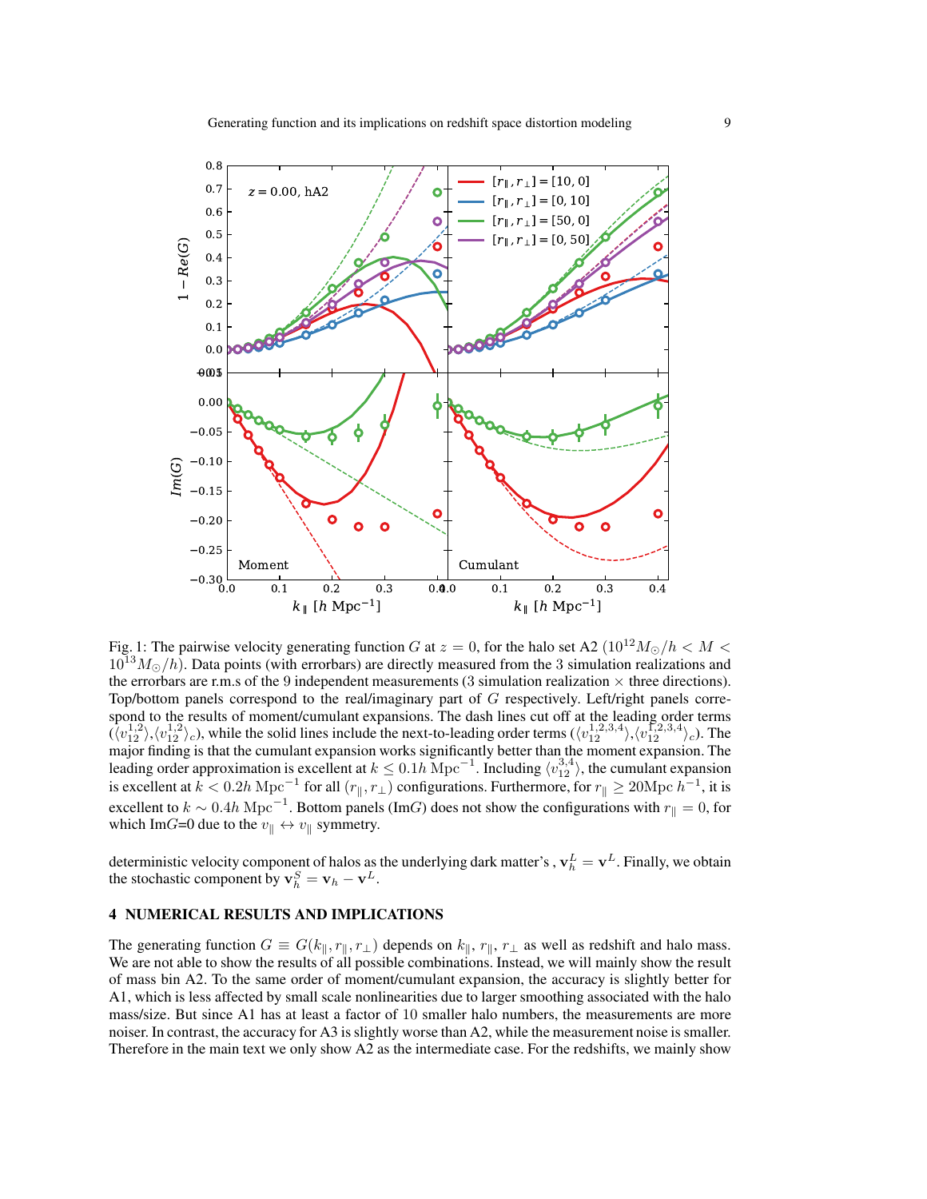Fig. 1: The pairwise velocity generating function $G$ at $z = 0$, for the halo set A2 ($10^{12}M_\odot/h < M < 10^{13}M_\odot/h$). Data points (with errorbars) are directly measured from the 3 simulation realizations and the errorbars are r.m.s of the 9 independent measurements (3 simulation realization × three directions). Top/bottom panels correspond to the real/imaginary part of $G$ respectively. Left/right panels correspond to the results of moment/cumulant expansions. The dash lines cut off at the leading order terms ($\langle v_{12}^{1,2}\rangle$,$\langle v_{12}^{1,2}\rangle_c$), while the solid lines include the next-to-leading order terms ($\langle v_{12}^{1,2,3,4}\rangle$,$\langle v_{12}^{1,2,3,4}\rangle_c$). The major finding is that the cumulant expansion works significantly better than the moment expansion. The leading order approximation is excellent at $k \leq 0.1h\,\mathrm{Mpc}^{-1}$. Including $\langle v_{12}^{3,4}\rangle$, the cumulant expansion is excellent at $k < 0.2h\,\mathrm{Mpc}^{-1}$ for all $(r_\parallel, r_\perp)$ configurations. Furthermore, for $r_\parallel \geq 20\mathrm{Mpc}\,h^{-1}$, it is excellent to $k \sim 0.4h\,\mathrm{Mpc}^{-1}$. Bottom panels (Im$G$) does not show the configurations with $r_\parallel = 0$, for which Im$G$=0 due to the $v_\parallel \leftrightarrow v_\parallel$ symmetry.

deterministic velocity component of halos as the underlying dark matter's , $\mathbf{v}_h^L = \mathbf{v}^L$. Finally, we obtain the stochastic component by $\mathbf{v}_h^S = \mathbf{v}_h - \mathbf{v}^L$.

## 4 NUMERICAL RESULTS AND IMPLICATIONS

The generating function $G \equiv G(k_\parallel, r_\parallel, r_\perp)$ depends on $k_\parallel$, $r_\parallel$, $r_\perp$ as well as redshift and halo mass. We are not able to show the results of all possible combinations. Instead, we will mainly show the result of mass bin A2. To the same order of moment/cumulant expansion, the accuracy is slightly better for A1, which is less affected by small scale nonlinearities due to larger smoothing associated with the halo mass/size. But since A1 has at least a factor of 10 smaller halo numbers, the measurements are more noiser. In contrast, the accuracy for A3 is slightly worse than A2, while the measurement noise is smaller. Therefore in the main text we only show A2 as the intermediate case. For the redshifts, we mainly show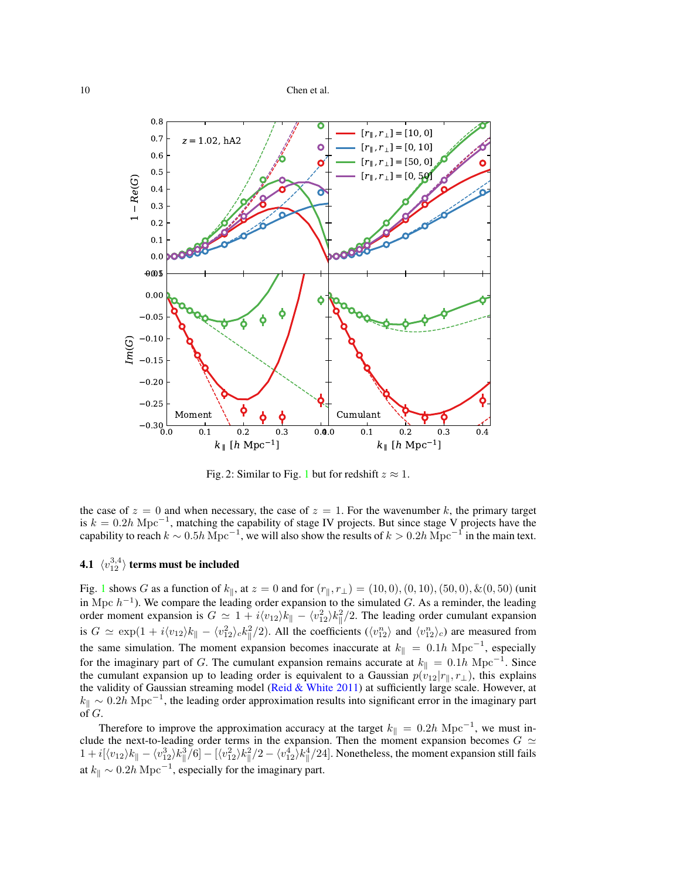Fig. 2: Similar to Fig. 1 but for redshift $z \approx 1$.

the case of $z = 0$ and when necessary, the case of $z = 1$. For the wavenumber $k$, the primary target is $k = 0.2h\ \mathrm{Mpc}^{-1}$, matching the capability of stage IV projects. But since stage V projects have the capability to reach $k \sim 0.5h\ \mathrm{Mpc}^{-1}$, we will also show the results of $k > 0.2h\ \mathrm{Mpc}^{-1}$ in the main text.

### 4.1 $\langle v_{12}^{3,4} \rangle$ terms must be included

Fig. 1 shows $G$ as a function of $k_\parallel$, at $z = 0$ and for $(r_\parallel, r_\perp) = (10, 0), (0, 10), (50, 0), \&(0, 50)$ (unit in $\mathrm{Mpc}\ h^{-1}$). We compare the leading order expansion to the simulated $G$. As a reminder, the leading order moment expansion is $G \simeq 1 + i\langle v_{12}\rangle k_\parallel - \langle v_{12}^2\rangle k_\parallel^2/2$. The leading order cumulant expansion is $G \simeq \exp(1 + i\langle v_{12}\rangle k_\parallel - \langle v_{12}^2\rangle_c k_\parallel^2/2)$. All the coefficients ($\langle v_{12}^n\rangle$ and $\langle v_{12}^n\rangle_c$) are measured from the same simulation. The moment expansion becomes inaccurate at $k_\parallel = 0.1h\ \mathrm{Mpc}^{-1}$, especially for the imaginary part of $G$. The cumulant expansion remains accurate at $k_\parallel = 0.1h\ \mathrm{Mpc}^{-1}$. Since the cumulant expansion up to leading order is equivalent to a Gaussian $p(v_{12}|r_\parallel, r_\perp)$, this explains the validity of Gaussian streaming model (Reid & White 2011) at sufficiently large scale. However, at $k_\parallel \sim 0.2h\ \mathrm{Mpc}^{-1}$, the leading order approximation results into significant error in the imaginary part of $G$.

Therefore to improve the approximation accuracy at the target $k_\parallel = 0.2h\ \mathrm{Mpc}^{-1}$, we must include the next-to-leading order terms in the expansion. Then the moment expansion becomes $G \simeq 1 + i[\langle v_{12}\rangle k_\parallel - \langle v_{12}^3\rangle k_\parallel^3/6] - [\langle v_{12}^2\rangle k_\parallel^2/2 - \langle v_{12}^4\rangle k_\parallel^4/24]$. Nonetheless, the moment expansion still fails at $k_\parallel \sim 0.2h\ \mathrm{Mpc}^{-1}$, especially for the imaginary part.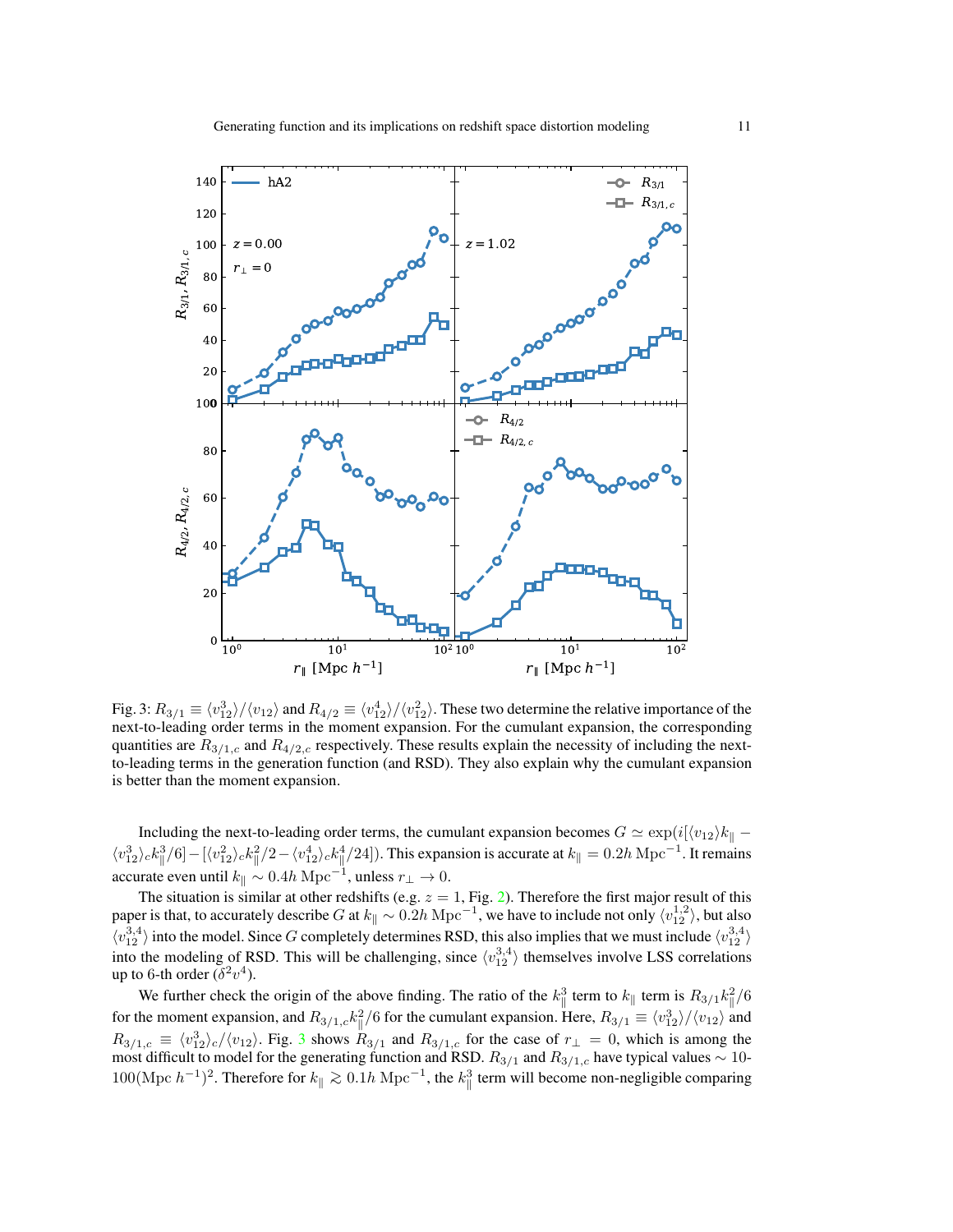Fig. 3: $R_{3/1} \equiv \langle v_{12}^3 \rangle / \langle v_{12} \rangle$ and $R_{4/2} \equiv \langle v_{12}^4 \rangle / \langle v_{12}^2 \rangle$. These two determine the relative importance of the next-to-leading order terms in the moment expansion. For the cumulant expansion, the corresponding quantities are $R_{3/1,c}$ and $R_{4/2,c}$ respectively. These results explain the necessity of including the next-to-leading terms in the generation function (and RSD). They also explain why the cumulant expansion is better than the moment expansion.

Including the next-to-leading order terms, the cumulant expansion becomes $G \simeq \exp(i[\langle v_{12} \rangle k_\parallel - \langle v_{12}^3 \rangle_c k_\parallel^3/6] - [\langle v_{12}^2 \rangle_c k_\parallel^2/2 - \langle v_{12}^4 \rangle_c k_\parallel^4/24])$. This expansion is accurate at $k_\parallel = 0.2h\,\mathrm{Mpc}^{-1}$. It remains accurate even until $k_\parallel \sim 0.4h\,\mathrm{Mpc}^{-1}$, unless $r_\perp \to 0$.

The situation is similar at other redshifts (e.g. $z = 1$, Fig. 2). Therefore the first major result of this paper is that, to accurately describe $G$ at $k_\parallel \sim 0.2h\,\mathrm{Mpc}^{-1}$, we have to include not only $\langle v_{12}^{1,2} \rangle$, but also $\langle v_{12}^{3,4} \rangle$ into the model. Since $G$ completely determines RSD, this also implies that we must include $\langle v_{12}^{3,4} \rangle$ into the modeling of RSD. This will be challenging, since $\langle v_{12}^{3,4} \rangle$ themselves involve LSS correlations up to 6-th order ($\delta^2 v^4$).

We further check the origin of the above finding. The ratio of the $k_\parallel^3$ term to $k_\parallel$ term is $R_{3/1} k_\parallel^2/6$ for the moment expansion, and $R_{3/1,c} k_\parallel^2/6$ for the cumulant expansion. Here, $R_{3/1} \equiv \langle v_{12}^3 \rangle / \langle v_{12} \rangle$ and $R_{3/1,c} \equiv \langle v_{12}^3 \rangle_c / \langle v_{12} \rangle$. Fig. 3 shows $R_{3/1}$ and $R_{3/1,c}$ for the case of $r_\perp = 0$, which is among the most difficult to model for the generating function and RSD. $R_{3/1}$ and $R_{3/1,c}$ have typical values $\sim$ 10-$100(\mathrm{Mpc}\ h^{-1})^2$. Therefore for $k_\parallel \gtrsim 0.1h\,\mathrm{Mpc}^{-1}$, the $k_\parallel^3$ term will become non-negligible comparing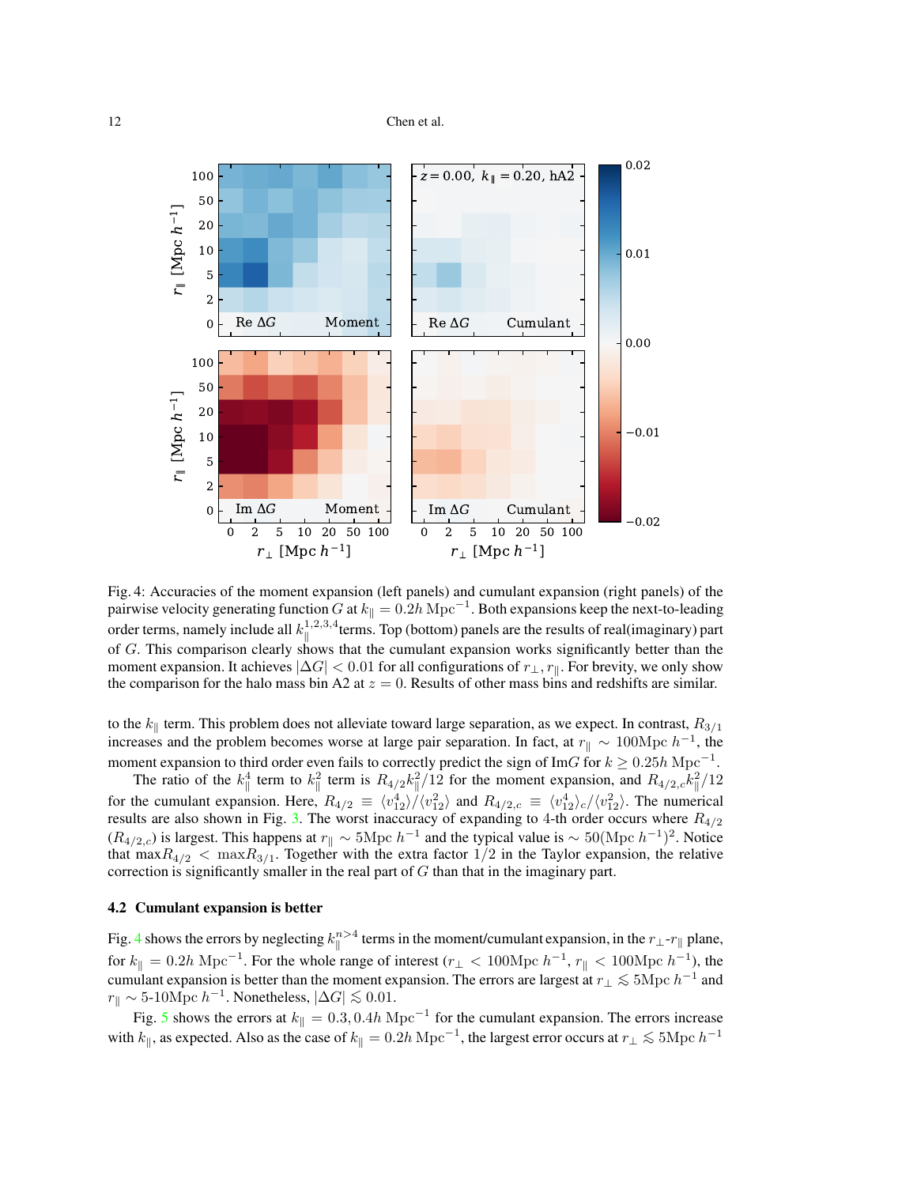Fig. 4: Accuracies of the moment expansion (left panels) and cumulant expansion (right panels) of the pairwise velocity generating function $G$ at $k_\parallel = 0.2h\,\mathrm{Mpc}^{-1}$. Both expansions keep the next-to-leading order terms, namely include all $k_\parallel^{1,2,3,4}$terms. Top (bottom) panels are the results of real(imaginary) part of $G$. This comparison clearly shows that the cumulant expansion works significantly better than the moment expansion. It achieves $|\Delta G| < 0.01$ for all configurations of $r_\perp, r_\parallel$. For brevity, we only show the comparison for the halo mass bin A2 at $z = 0$. Results of other mass bins and redshifts are similar.

to the $k_\parallel$ term. This problem does not alleviate toward large separation, as we expect. In contrast, $R_{3/1}$ increases and the problem becomes worse at large pair separation. In fact, at $r_\parallel \sim 100\mathrm{Mpc}\,h^{-1}$, the moment expansion to third order even fails to correctly predict the sign of Im$G$ for $k \geq 0.25h\,\mathrm{Mpc}^{-1}$.

The ratio of the $k_\parallel^4$ term to $k_\parallel^2$ term is $R_{4/2}k_\parallel^2/12$ for the moment expansion, and $R_{4/2,c}k_\parallel^2/12$ for the cumulant expansion. Here, $R_{4/2} \equiv \langle v_{12}^4\rangle/\langle v_{12}^2\rangle$ and $R_{4/2,c} \equiv \langle v_{12}^4\rangle_c/\langle v_{12}^2\rangle$. The numerical results are also shown in Fig. 3. The worst inaccuracy of expanding to 4-th order occurs where $R_{4/2}$ ($R_{4/2,c}$) is largest. This happens at $r_\parallel \sim 5\mathrm{Mpc}\,h^{-1}$ and the typical value is $\sim 50(\mathrm{Mpc}\,h^{-1})^2$. Notice that $\max R_{4/2} < \max R_{3/1}$. Together with the extra factor $1/2$ in the Taylor expansion, the relative correction is significantly smaller in the real part of $G$ than that in the imaginary part.

### 4.2 Cumulant expansion is better

Fig. 4 shows the errors by neglecting $k_\parallel^{n>4}$ terms in the moment/cumulant expansion, in the $r_\perp$-$r_\parallel$ plane, for $k_\parallel = 0.2h\,\mathrm{Mpc}^{-1}$. For the whole range of interest ($r_\perp < 100\mathrm{Mpc}\,h^{-1}$, $r_\parallel < 100\mathrm{Mpc}\,h^{-1}$), the cumulant expansion is better than the moment expansion. The errors are largest at $r_\perp \lesssim 5\mathrm{Mpc}\,h^{-1}$ and $r_\parallel \sim$ 5-10$\mathrm{Mpc}\,h^{-1}$. Nonetheless, $|\Delta G| \lesssim 0.01$.

Fig. 5 shows the errors at $k_\parallel = 0.3, 0.4h\,\mathrm{Mpc}^{-1}$ for the cumulant expansion. The errors increase with $k_\parallel$, as expected. Also as the case of $k_\parallel = 0.2h\,\mathrm{Mpc}^{-1}$, the largest error occurs at $r_\perp \lesssim 5\mathrm{Mpc}\,h^{-1}$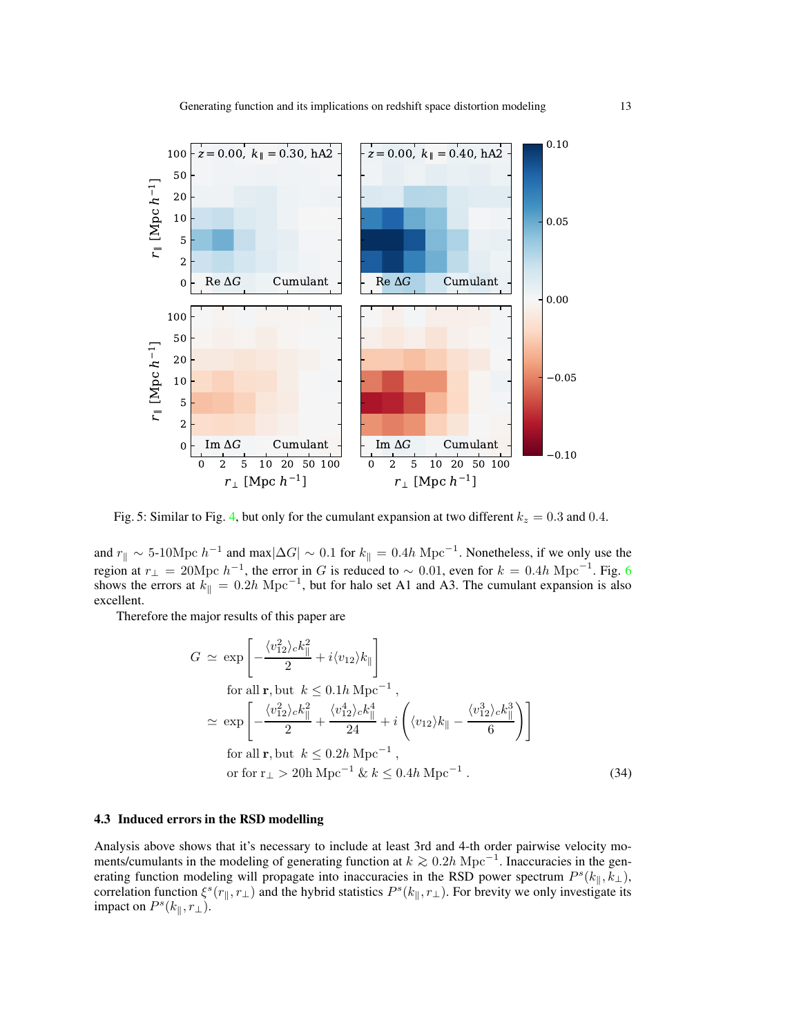Fig. 5: Similar to Fig. 4, but only for the cumulant expansion at two different $k_z = 0.3$ and $0.4$.

and $r_\parallel \sim$ 5-10Mpc $h^{-1}$ and max$|\Delta G| \sim 0.1$ for $k_\parallel = 0.4h$ Mpc$^{-1}$. Nonetheless, if we only use the region at $r_\perp = 20$Mpc $h^{-1}$, the error in $G$ is reduced to $\sim 0.01$, even for $k = 0.4h$ Mpc$^{-1}$. Fig. 6 shows the errors at $k_\parallel = 0.2h$ Mpc$^{-1}$, but for halo set A1 and A3. The cumulant expansion is also excellent.

Therefore the major results of this paper are

$$
\begin{aligned}
G &\simeq \exp\left[-\frac{\langle v_{12}^2\rangle_c k_\parallel^2}{2} + i\langle v_{12}\rangle k_\parallel\right] \\
&\quad \text{for all } \mathbf{r}, \text{but } \ k \leq 0.1h\,\text{Mpc}^{-1}\ , \\
&\simeq \exp\left[-\frac{\langle v_{12}^2\rangle_c k_\parallel^2}{2} + \frac{\langle v_{12}^4\rangle_c k_\parallel^4}{24} + i\left(\langle v_{12}\rangle k_\parallel - \frac{\langle v_{12}^3\rangle_c k_\parallel^3}{6}\right)\right] \\
&\quad \text{for all } \mathbf{r}, \text{but } \ k \leq 0.2h\,\text{Mpc}^{-1}\ , \\
&\quad \text{or for } \mathrm{r}_\perp > 20\mathrm{h\,Mpc}^{-1}\ \&\ k \leq 0.4h\,\text{Mpc}^{-1}\ .
\end{aligned}
\tag{34}
$$

### 4.3 Induced errors in the RSD modelling

Analysis above shows that it's necessary to include at least 3rd and 4-th order pairwise velocity moments/cumulants in the modeling of generating function at $k \gtrsim 0.2h$ Mpc$^{-1}$. Inaccuracies in the generating function modeling will propagate into inaccuracies in the RSD power spectrum $P^s(k_\parallel, k_\perp)$, correlation function $\xi^s(r_\parallel, r_\perp)$ and the hybrid statistics $P^s(k_\parallel, r_\perp)$. For brevity we only investigate its impact on $P^s(k_\parallel, r_\perp)$.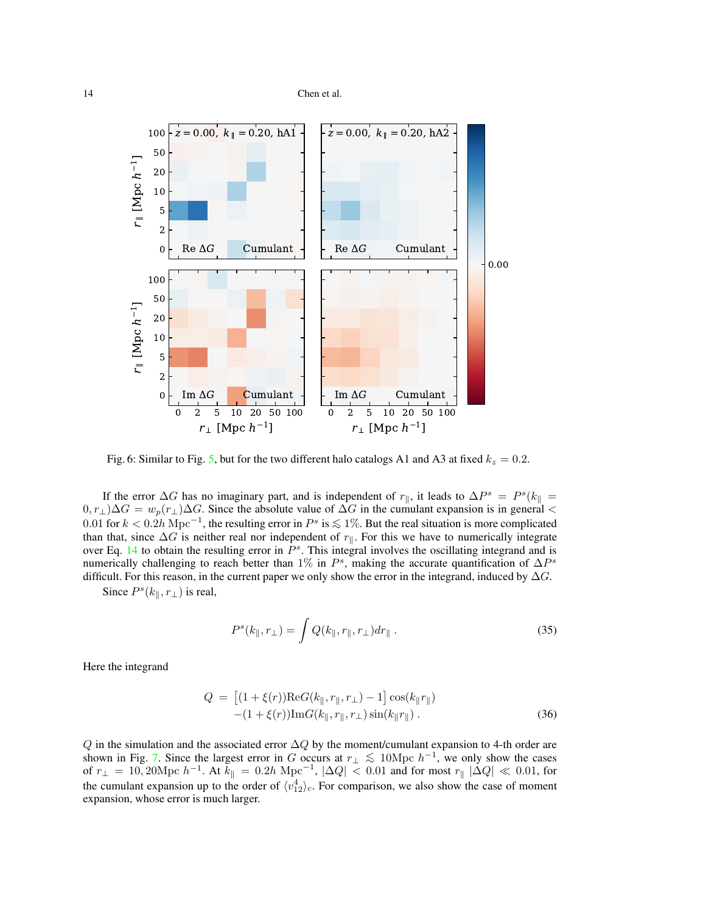Fig. 6: Similar to Fig. 5, but for the two different halo catalogs A1 and A3 at fixed $k_z = 0.2$.

If the error $\Delta G$ has no imaginary part, and is independent of $r_\parallel$, it leads to $\Delta P^s = P^s(k_\parallel = 0, r_\perp)\Delta G = w_p(r_\perp)\Delta G$. Since the absolute value of $\Delta G$ in the cumulant expansion is in general $< 0.01$ for $k < 0.2h\ \mathrm{Mpc}^{-1}$, the resulting error in $P^s$ is $\lesssim 1\%$. But the real situation is more complicated than that, since $\Delta G$ is neither real nor independent of $r_\parallel$. For this we have to numerically integrate over Eq. 14 to obtain the resulting error in $P^s$. This integral involves the oscillating integrand and is numerically challenging to reach better than 1% in $P^s$, making the accurate quantification of $\Delta P^s$ difficult. For this reason, in the current paper we only show the error in the integrand, induced by $\Delta G$.

Since $P^s(k_\parallel, r_\perp)$ is real,

$$P^s(k_\parallel, r_\perp) = \int Q(k_\parallel, r_\parallel, r_\perp) dr_\parallel \ . \tag{35}$$

Here the integrand

$$\begin{aligned} Q \ = \ & \left[(1+\xi(r))\mathrm{Re}G(k_\parallel, r_\parallel, r_\perp) - 1\right]\cos(k_\parallel r_\parallel) \\ & -(1+\xi(r))\mathrm{Im}G(k_\parallel, r_\parallel, r_\perp)\sin(k_\parallel r_\parallel) \ . \end{aligned} \tag{36}$$

$Q$ in the simulation and the associated error $\Delta Q$ by the moment/cumulant expansion to 4-th order are shown in Fig. 7. Since the largest error in $G$ occurs at $r_\perp \lesssim 10\mathrm{Mpc}\ h^{-1}$, we only show the cases of $r_\perp = 10, 20\mathrm{Mpc}\ h^{-1}$. At $k_\parallel = 0.2h\ \mathrm{Mpc}^{-1}$, $|\Delta Q| < 0.01$ and for most $r_\parallel$ $|\Delta Q| \ll 0.01$, for the cumulant expansion up to the order of $\langle v_{12}^4 \rangle_c$. For comparison, we also show the case of moment expansion, whose error is much larger.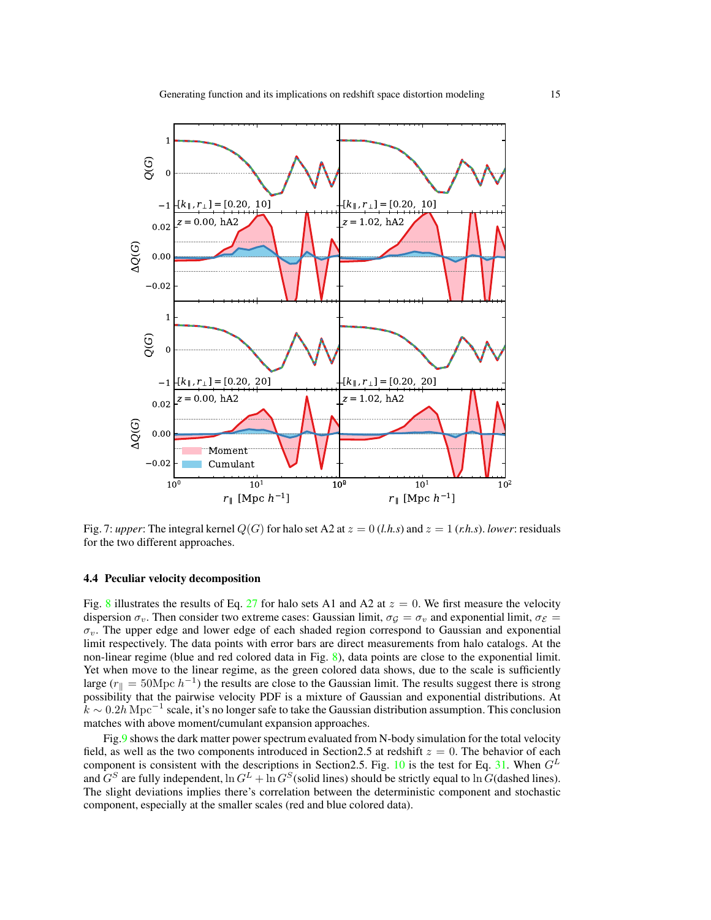Fig. 7: *upper*: The integral kernel $Q(G)$ for halo set A2 at $z = 0$ (*l.h.s*) and $z = 1$ (*r.h.s*). *lower*: residuals for the two different approaches.

### 4.4 Peculiar velocity decomposition

Fig. 8 illustrates the results of Eq. 27 for halo sets A1 and A2 at $z = 0$. We first measure the velocity dispersion $\sigma_v$. Then consider two extreme cases: Gaussian limit, $\sigma_{\mathcal{G}} = \sigma_v$ and exponential limit, $\sigma_{\mathcal{E}} = \sigma_v$. The upper edge and lower edge of each shaded region correspond to Gaussian and exponential limit respectively. The data points with error bars are direct measurements from halo catalogs. At the non-linear regime (blue and red colored data in Fig. 8), data points are close to the exponential limit. Yet when move to the linear regime, as the green colored data shows, due to the scale is sufficiently large ($r_\parallel = 50\mathrm{Mpc}\ h^{-1}$) the results are close to the Gaussian limit. The results suggest there is strong possibility that the pairwise velocity PDF is a mixture of Gaussian and exponential distributions. At $k \sim 0.2h\,\mathrm{Mpc}^{-1}$ scale, it's no longer safe to take the Gaussian distribution assumption. This conclusion matches with above moment/cumulant expansion approaches.

Fig.9 shows the dark matter power spectrum evaluated from N-body simulation for the total velocity field, as well as the two components introduced in Section2.5 at redshift $z = 0$. The behavior of each component is consistent with the descriptions in Section2.5. Fig. 10 is the test for Eq. 31. When $G^L$ and $G^S$ are fully independent, $\ln G^L + \ln G^S$(solid lines) should be strictly equal to $\ln G$(dashed lines). The slight deviations implies there's correlation between the deterministic component and stochastic component, especially at the smaller scales (red and blue colored data).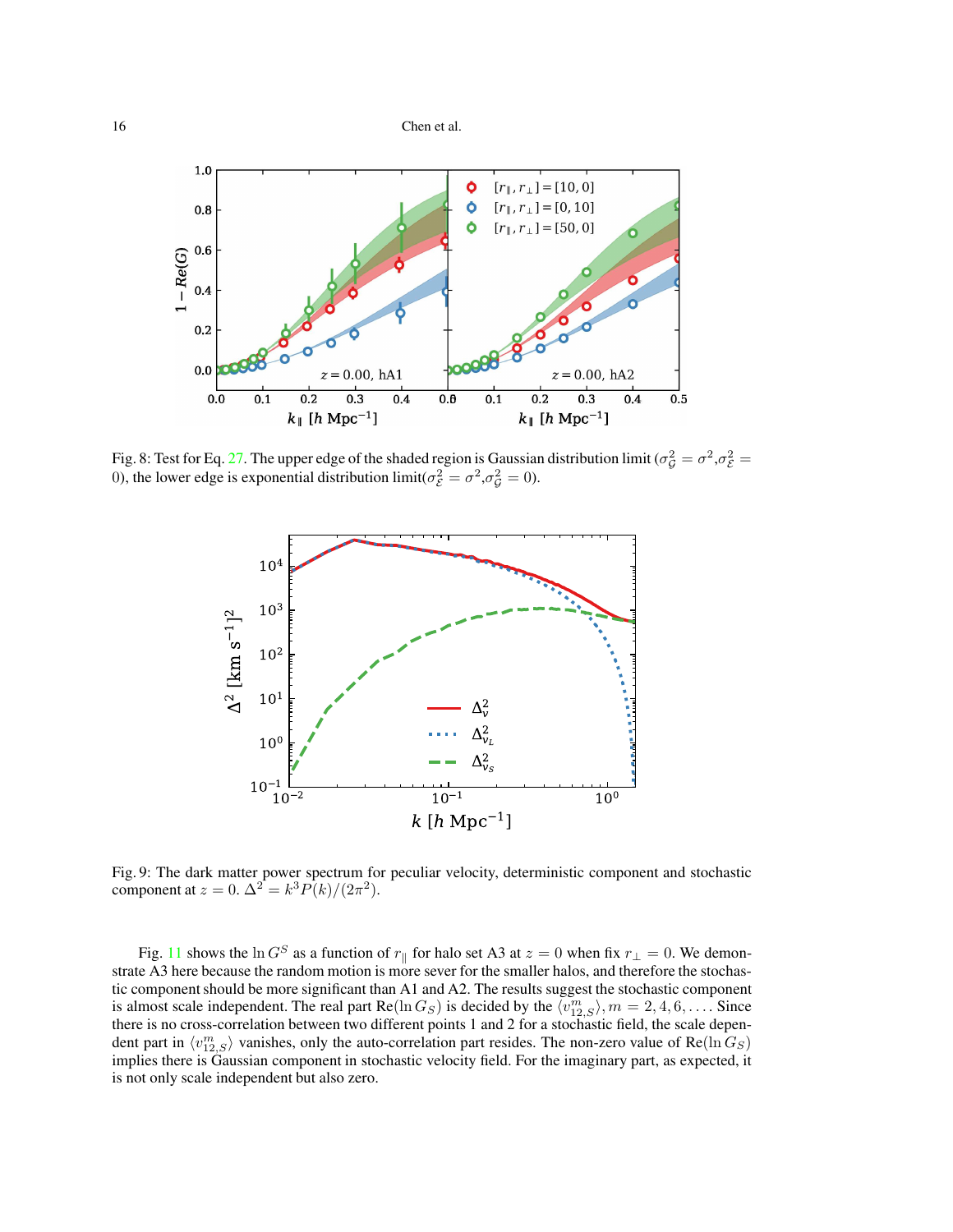Fig. 8: Test for Eq. 27. The upper edge of the shaded region is Gaussian distribution limit ($\sigma_{\mathcal{G}}^2 = \sigma^2, \sigma_{\mathcal{E}}^2 = 0$), the lower edge is exponential distribution limit($\sigma_{\mathcal{E}}^2 = \sigma^2, \sigma_{\mathcal{G}}^2 = 0$).

Fig. 9: The dark matter power spectrum for peculiar velocity, deterministic component and stochastic component at $z = 0$. $\Delta^2 = k^3 P(k)/(2\pi^2)$.

Fig. 11 shows the $\ln G^S$ as a function of $r_\parallel$ for halo set A3 at $z = 0$ when fix $r_\perp = 0$. We demonstrate A3 here because the random motion is more sever for the smaller halos, and therefore the stochastic component should be more significant than A1 and A2. The results suggest the stochastic component is almost scale independent. The real part $\mathrm{Re}(\ln G_S)$ is decided by the $\langle v_{12,S}^m \rangle, m = 2, 4, 6, \ldots$. Since there is no cross-correlation between two different points 1 and 2 for a stochastic field, the scale dependent part in $\langle v_{12,S}^m \rangle$ vanishes, only the auto-correlation part resides. The non-zero value of $\mathrm{Re}(\ln G_S)$ implies there is Gaussian component in stochastic velocity field. For the imaginary part, as expected, it is not only scale independent but also zero.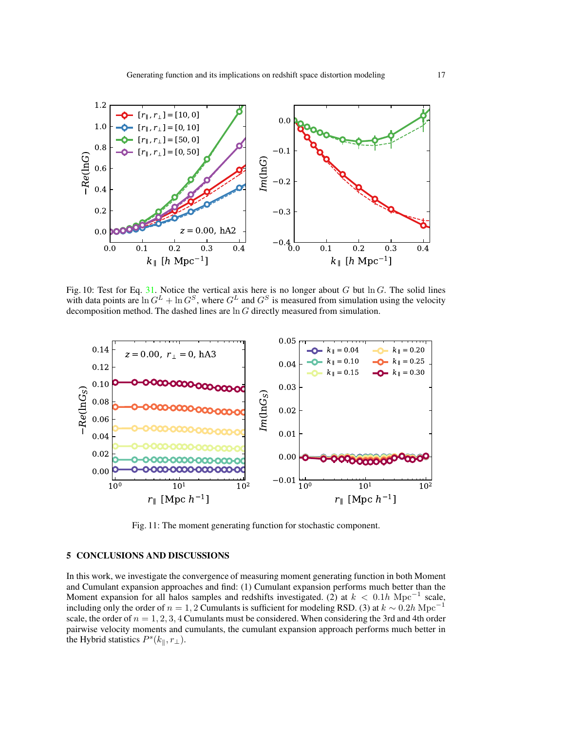Fig. 10: Test for Eq. 31. Notice the vertical axis here is no longer about $G$ but $\ln G$. The solid lines with data points are $\ln G^L + \ln G^S$, where $G^L$ and $G^S$ is measured from simulation using the velocity decomposition method. The dashed lines are $\ln G$ directly measured from simulation.

Fig. 11: The moment generating function for stochastic component.

## 5 CONCLUSIONS AND DISCUSSIONS

In this work, we investigate the convergence of measuring moment generating function in both Moment and Cumulant expansion approaches and find: (1) Cumulant expansion performs much better than the Moment expansion for all halos samples and redshifts investigated. (2) at $k < 0.1h\ \mathrm{Mpc}^{-1}$ scale, including only the order of $n = 1, 2$ Cumulants is sufficient for modeling RSD. (3) at $k \sim 0.2h\ \mathrm{Mpc}^{-1}$ scale, the order of $n = 1, 2, 3, 4$ Cumulants must be considered. When considering the 3rd and 4th order pairwise velocity moments and cumulants, the cumulant expansion approach performs much better in the Hybrid statistics $P^s(k_\parallel, r_\perp)$.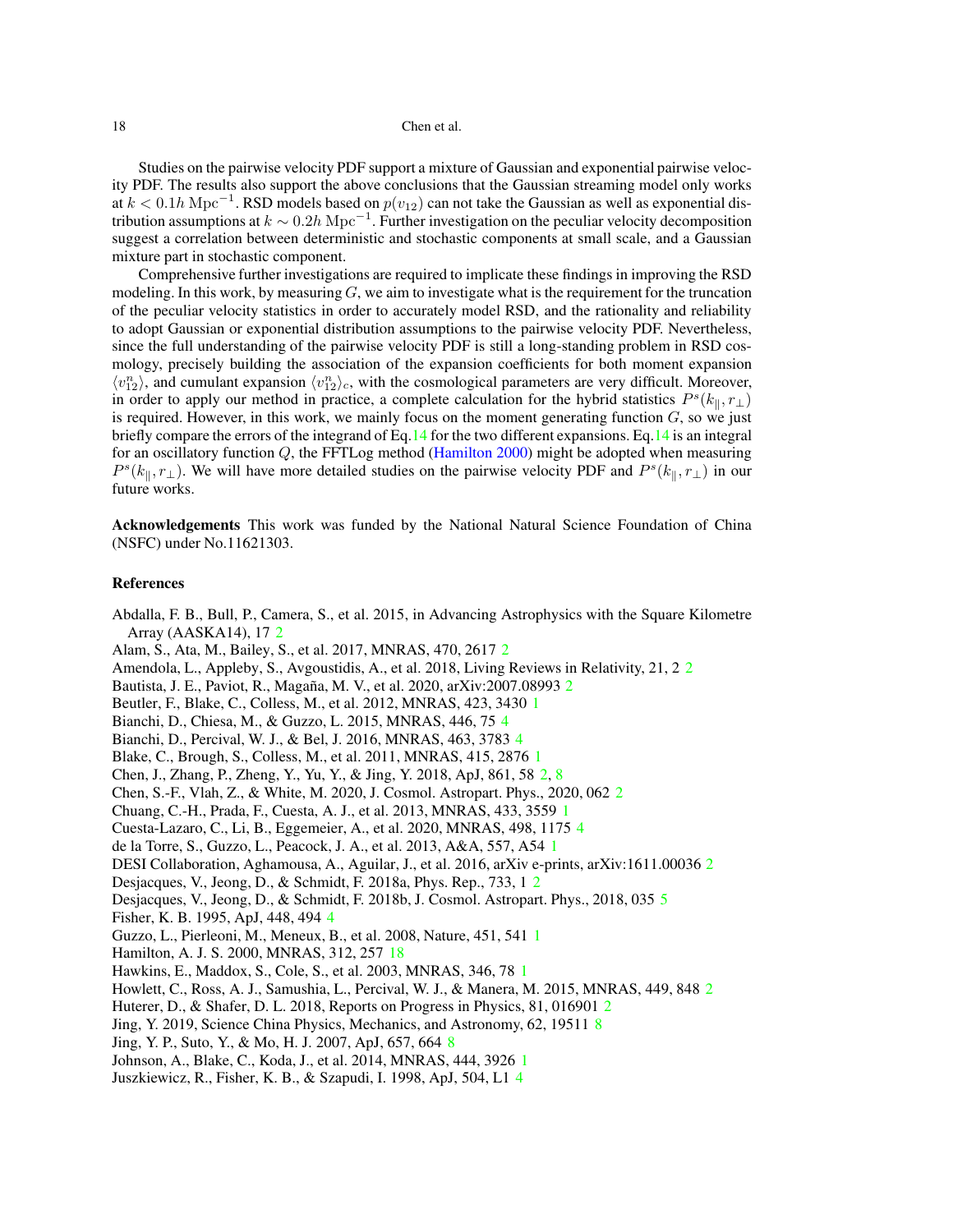Studies on the pairwise velocity PDF support a mixture of Gaussian and exponential pairwise velocity PDF. The results also support the above conclusions that the Gaussian streaming model only works at $k < 0.1h\ \mathrm{Mpc}^{-1}$. RSD models based on $p(v_{12})$ can not take the Gaussian as well as exponential distribution assumptions at $k \sim 0.2h\ \mathrm{Mpc}^{-1}$. Further investigation on the peculiar velocity decomposition suggest a correlation between deterministic and stochastic components at small scale, and a Gaussian mixture part in stochastic component.

Comprehensive further investigations are required to implicate these findings in improving the RSD modeling. In this work, by measuring $G$, we aim to investigate what is the requirement for the truncation of the peculiar velocity statistics in order to accurately model RSD, and the rationality and reliability to adopt Gaussian or exponential distribution assumptions to the pairwise velocity PDF. Nevertheless, since the full understanding of the pairwise velocity PDF is still a long-standing problem in RSD cosmology, precisely building the association of the expansion coefficients for both moment expansion $\langle v_{12}^n \rangle$, and cumulant expansion $\langle v_{12}^n \rangle_c$, with the cosmological parameters are very difficult. Moreover, in order to apply our method in practice, a complete calculation for the hybrid statistics $P^s(k_\parallel, r_\perp)$ is required. However, in this work, we mainly focus on the moment generating function $G$, so we just briefly compare the errors of the integrand of Eq.14 for the two different expansions. Eq.14 is an integral for an oscillatory function $Q$, the FFTLog method (Hamilton 2000) might be adopted when measuring $P^s(k_\parallel, r_\perp)$. We will have more detailed studies on the pairwise velocity PDF and $P^s(k_\parallel, r_\perp)$ in our future works.

**Acknowledgements** This work was funded by the National Natural Science Foundation of China (NSFC) under No.11621303.

## References

Abdalla, F. B., Bull, P., Camera, S., et al. 2015, in Advancing Astrophysics with the Square Kilometre Array (AASKA14), 17 2
Alam, S., Ata, M., Bailey, S., et al. 2017, MNRAS, 470, 2617 2
Amendola, L., Appleby, S., Avgoustidis, A., et al. 2018, Living Reviews in Relativity, 21, 2 2
Bautista, J. E., Paviot, R., Magaña, M. V., et al. 2020, arXiv:2007.08993 2
Beutler, F., Blake, C., Colless, M., et al. 2012, MNRAS, 423, 3430 1
Bianchi, D., Chiesa, M., & Guzzo, L. 2015, MNRAS, 446, 75 4
Bianchi, D., Percival, W. J., & Bel, J. 2016, MNRAS, 463, 3783 4
Blake, C., Brough, S., Colless, M., et al. 2011, MNRAS, 415, 2876 1
Chen, J., Zhang, P., Zheng, Y., Yu, Y., & Jing, Y. 2018, ApJ, 861, 58 2, 8
Chen, S.-F., Vlah, Z., & White, M. 2020, J. Cosmol. Astropart. Phys., 2020, 062 2
Chuang, C.-H., Prada, F., Cuesta, A. J., et al. 2013, MNRAS, 433, 3559 1
Cuesta-Lazaro, C., Li, B., Eggemeier, A., et al. 2020, MNRAS, 498, 1175 4
de la Torre, S., Guzzo, L., Peacock, J. A., et al. 2013, A&A, 557, A54 1
DESI Collaboration, Aghamousa, A., Aguilar, J., et al. 2016, arXiv e-prints, arXiv:1611.00036 2
Desjacques, V., Jeong, D., & Schmidt, F. 2018a, Phys. Rep., 733, 1 2
Desjacques, V., Jeong, D., & Schmidt, F. 2018b, J. Cosmol. Astropart. Phys., 2018, 035 5
Fisher, K. B. 1995, ApJ, 448, 494 4
Guzzo, L., Pierleoni, M., Meneux, B., et al. 2008, Nature, 451, 541 1
Hamilton, A. J. S. 2000, MNRAS, 312, 257 18
Hawkins, E., Maddox, S., Cole, S., et al. 2003, MNRAS, 346, 78 1
Howlett, C., Ross, A. J., Samushia, L., Percival, W. J., & Manera, M. 2015, MNRAS, 449, 848 2
Huterer, D., & Shafer, D. L. 2018, Reports on Progress in Physics, 81, 016901 2
Jing, Y. 2019, Science China Physics, Mechanics, and Astronomy, 62, 19511 8
Jing, Y. P., Suto, Y., & Mo, H. J. 2007, ApJ, 657, 664 8
Johnson, A., Blake, C., Koda, J., et al. 2014, MNRAS, 444, 3926 1
Juszkiewicz, R., Fisher, K. B., & Szapudi, I. 1998, ApJ, 504, L1 4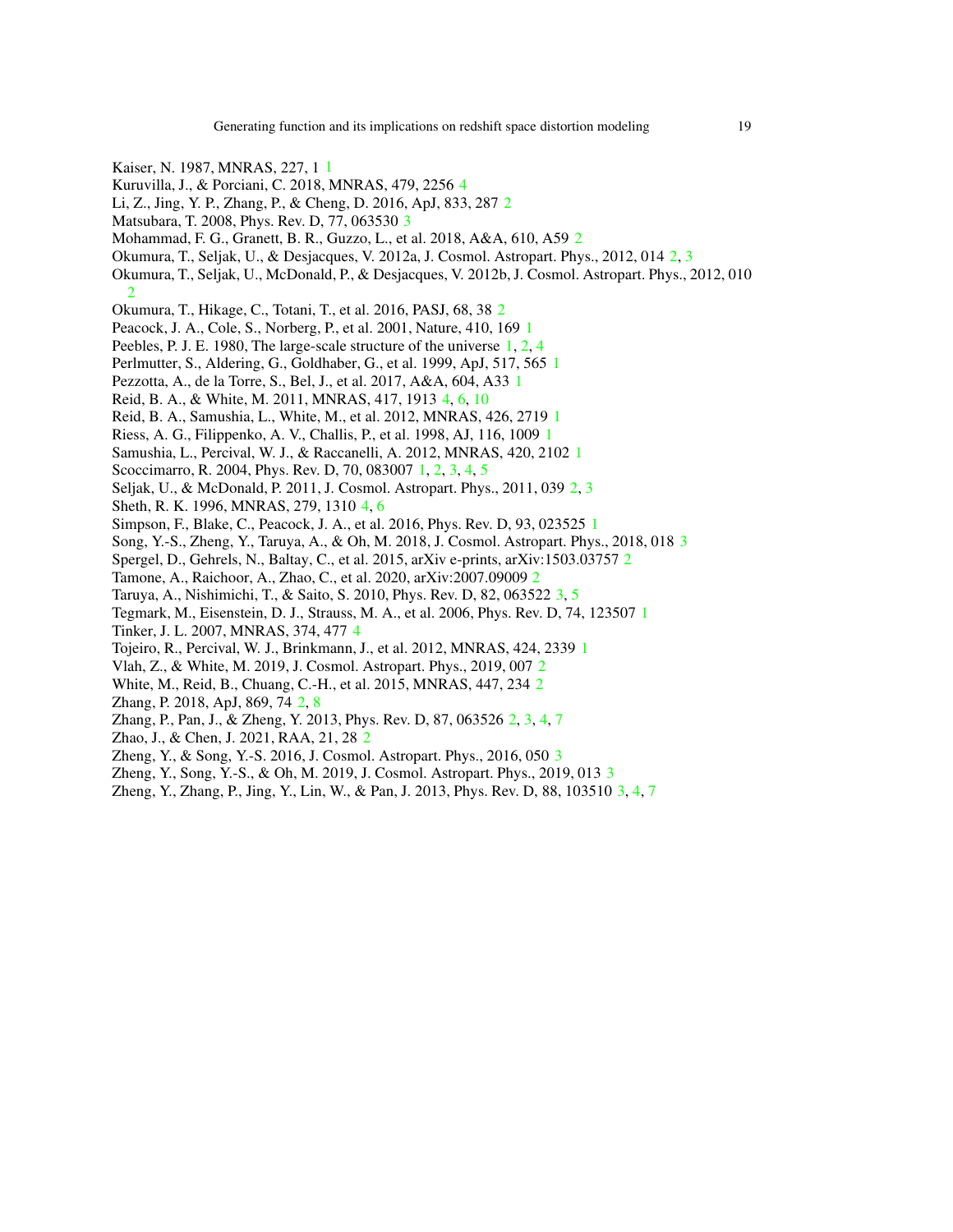Kaiser, N. 1987, MNRAS, 227, 1 1

Kuruvilla, J., & Porciani, C. 2018, MNRAS, 479, 2256 4

Li, Z., Jing, Y. P., Zhang, P., & Cheng, D. 2016, ApJ, 833, 287 2

Matsubara, T. 2008, Phys. Rev. D, 77, 063530 3

Mohammad, F. G., Granett, B. R., Guzzo, L., et al. 2018, A&A, 610, A59 2

Okumura, T., Seljak, U., & Desjacques, V. 2012a, J. Cosmol. Astropart. Phys., 2012, 014 2, 3

Okumura, T., Seljak, U., McDonald, P., & Desjacques, V. 2012b, J. Cosmol. Astropart. Phys., 2012, 010 2

Okumura, T., Hikage, C., Totani, T., et al. 2016, PASJ, 68, 38 2

Peacock, J. A., Cole, S., Norberg, P., et al. 2001, Nature, 410, 169 1

Peebles, P. J. E. 1980, The large-scale structure of the universe 1, 2, 4

Perlmutter, S., Aldering, G., Goldhaber, G., et al. 1999, ApJ, 517, 565 1

Pezzotta, A., de la Torre, S., Bel, J., et al. 2017, A&A, 604, A33 1

Reid, B. A., & White, M. 2011, MNRAS, 417, 1913 4, 6, 10

Reid, B. A., Samushia, L., White, M., et al. 2012, MNRAS, 426, 2719 1

Riess, A. G., Filippenko, A. V., Challis, P., et al. 1998, AJ, 116, 1009 1

Samushia, L., Percival, W. J., & Raccanelli, A. 2012, MNRAS, 420, 2102 1

Scoccimarro, R. 2004, Phys. Rev. D, 70, 083007 1, 2, 3, 4, 5

Seljak, U., & McDonald, P. 2011, J. Cosmol. Astropart. Phys., 2011, 039 2, 3

Sheth, R. K. 1996, MNRAS, 279, 1310 4, 6

Simpson, F., Blake, C., Peacock, J. A., et al. 2016, Phys. Rev. D, 93, 023525 1

Song, Y.-S., Zheng, Y., Taruya, A., & Oh, M. 2018, J. Cosmol. Astropart. Phys., 2018, 018 3

Spergel, D., Gehrels, N., Baltay, C., et al. 2015, arXiv e-prints, arXiv:1503.03757 2

Tamone, A., Raichoor, A., Zhao, C., et al. 2020, arXiv:2007.09009 2

Taruya, A., Nishimichi, T., & Saito, S. 2010, Phys. Rev. D, 82, 063522 3, 5

Tegmark, M., Eisenstein, D. J., Strauss, M. A., et al. 2006, Phys. Rev. D, 74, 123507 1

Tinker, J. L. 2007, MNRAS, 374, 477 4

Tojeiro, R., Percival, W. J., Brinkmann, J., et al. 2012, MNRAS, 424, 2339 1

Vlah, Z., & White, M. 2019, J. Cosmol. Astropart. Phys., 2019, 007 2

White, M., Reid, B., Chuang, C.-H., et al. 2015, MNRAS, 447, 234 2

Zhang, P. 2018, ApJ, 869, 74 2, 8

Zhang, P., Pan, J., & Zheng, Y. 2013, Phys. Rev. D, 87, 063526 2, 3, 4, 7

Zhao, J., & Chen, J. 2021, RAA, 21, 28 2

Zheng, Y., & Song, Y.-S. 2016, J. Cosmol. Astropart. Phys., 2016, 050 3

Zheng, Y., Song, Y.-S., & Oh, M. 2019, J. Cosmol. Astropart. Phys., 2019, 013 3

Zheng, Y., Zhang, P., Jing, Y., Lin, W., & Pan, J. 2013, Phys. Rev. D, 88, 103510 3, 4, 7